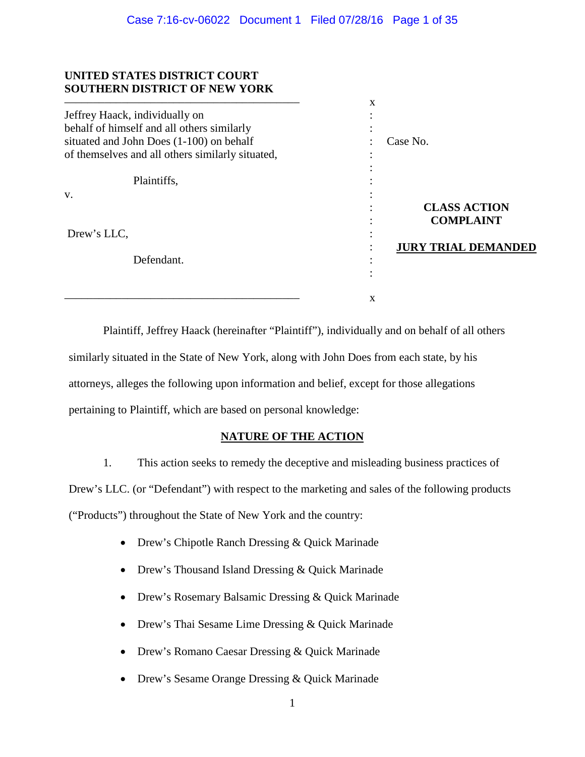**UNITED STATES DISTRICT COURT**
**SOUTHERN DISTRICT OF NEW YORK**

| | | |
|---|---|---|
| Jeffrey Haack, individually on behalf of himself and all others similarly situated and John Does (1-100) on behalf of themselves and all others similarly situated, | : | Case No. |
| Plaintiffs, | : | |
| v. | : | **CLASS ACTION COMPLAINT** |
| Drew's LLC, | : | **JURY TRIAL DEMANDED** |
| Defendant. | : | |

Plaintiff, Jeffrey Haack (hereinafter "Plaintiff"), individually and on behalf of all others similarly situated in the State of New York, along with John Does from each state, by his attorneys, alleges the following upon information and belief, except for those allegations pertaining to Plaintiff, which are based on personal knowledge:

## NATURE OF THE ACTION

1. This action seeks to remedy the deceptive and misleading business practices of Drew's LLC. (or "Defendant") with respect to the marketing and sales of the following products ("Products") throughout the State of New York and the country:

- Drew's Chipotle Ranch Dressing & Quick Marinade
- Drew's Thousand Island Dressing & Quick Marinade
- Drew's Rosemary Balsamic Dressing & Quick Marinade
- Drew's Thai Sesame Lime Dressing & Quick Marinade
- Drew's Romano Caesar Dressing & Quick Marinade
- Drew's Sesame Orange Dressing & Quick Marinade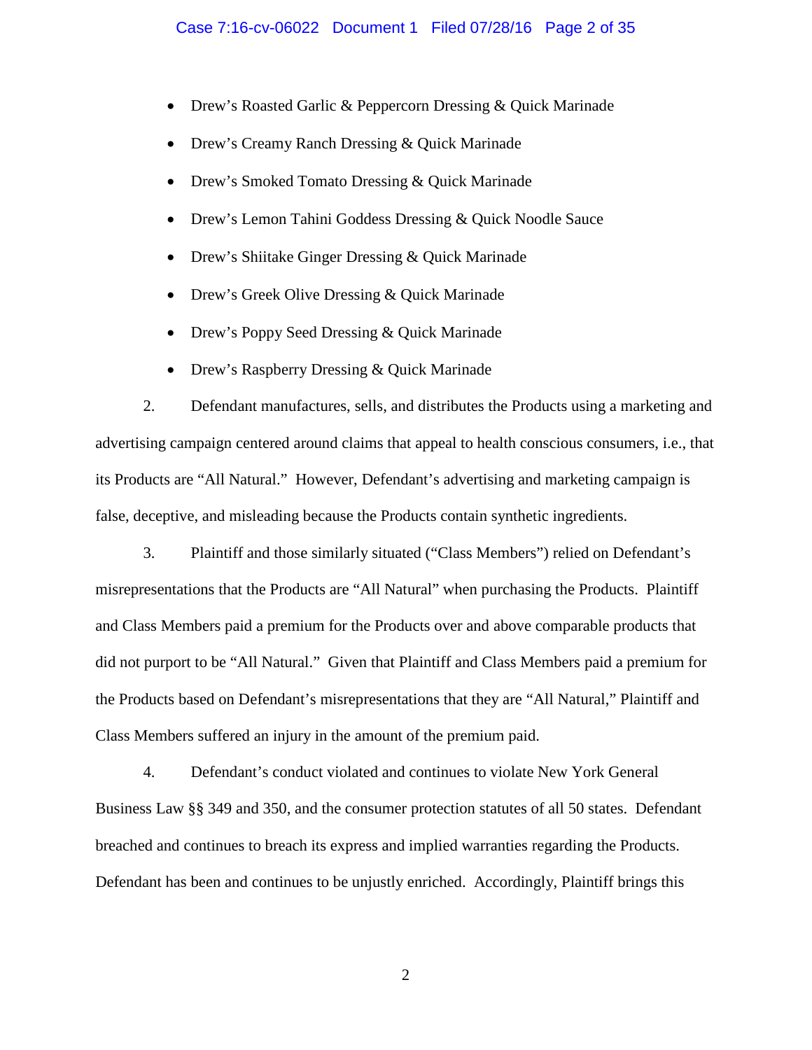- Drew's Roasted Garlic & Peppercorn Dressing & Quick Marinade
- Drew's Creamy Ranch Dressing & Quick Marinade
- Drew's Smoked Tomato Dressing & Quick Marinade
- Drew's Lemon Tahini Goddess Dressing & Quick Noodle Sauce
- Drew's Shiitake Ginger Dressing & Quick Marinade
- Drew's Greek Olive Dressing & Quick Marinade
- Drew's Poppy Seed Dressing & Quick Marinade
- Drew's Raspberry Dressing & Quick Marinade

2. Defendant manufactures, sells, and distributes the Products using a marketing and advertising campaign centered around claims that appeal to health conscious consumers, i.e., that its Products are "All Natural." However, Defendant's advertising and marketing campaign is false, deceptive, and misleading because the Products contain synthetic ingredients.

3. Plaintiff and those similarly situated ("Class Members") relied on Defendant's misrepresentations that the Products are "All Natural" when purchasing the Products. Plaintiff and Class Members paid a premium for the Products over and above comparable products that did not purport to be "All Natural." Given that Plaintiff and Class Members paid a premium for the Products based on Defendant's misrepresentations that they are "All Natural," Plaintiff and Class Members suffered an injury in the amount of the premium paid.

4. Defendant's conduct violated and continues to violate New York General Business Law §§ 349 and 350, and the consumer protection statutes of all 50 states. Defendant breached and continues to breach its express and implied warranties regarding the Products. Defendant has been and continues to be unjustly enriched. Accordingly, Plaintiff brings this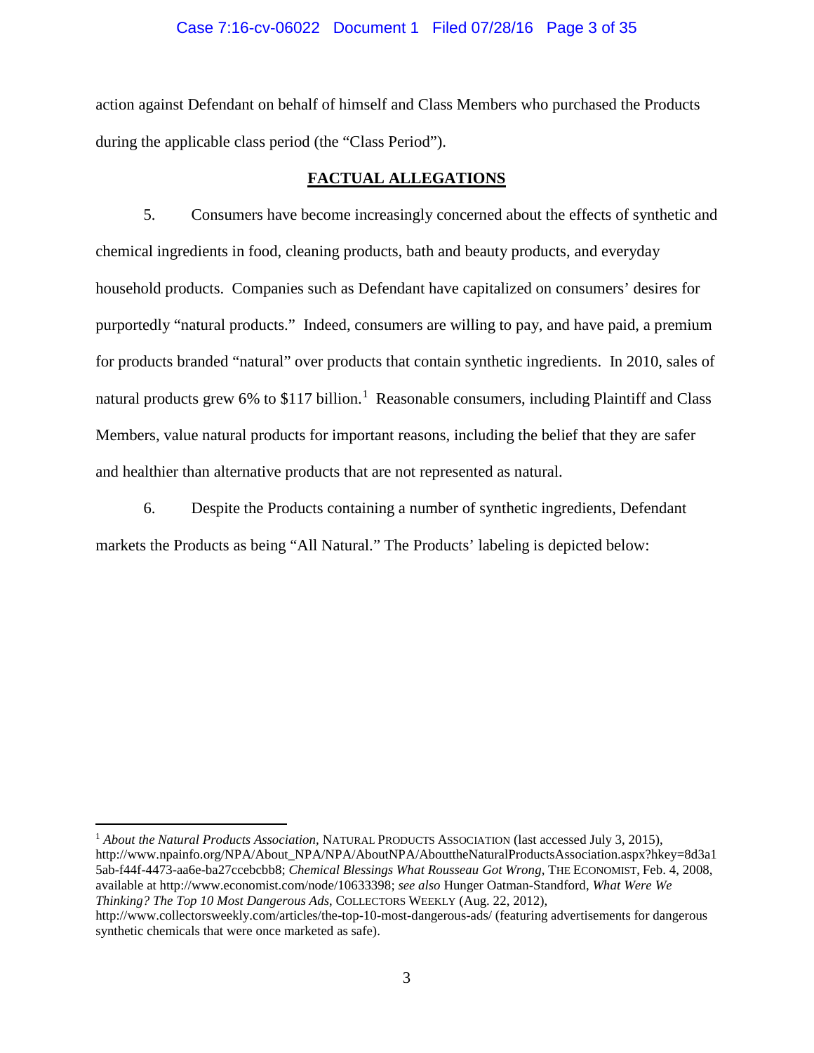action against Defendant on behalf of himself and Class Members who purchased the Products during the applicable class period (the "Class Period").

## FACTUAL ALLEGATIONS

5. Consumers have become increasingly concerned about the effects of synthetic and chemical ingredients in food, cleaning products, bath and beauty products, and everyday household products. Companies such as Defendant have capitalized on consumers' desires for purportedly "natural products." Indeed, consumers are willing to pay, and have paid, a premium for products branded "natural" over products that contain synthetic ingredients. In 2010, sales of natural products grew 6% to $117 billion.[1] Reasonable consumers, including Plaintiff and Class Members, value natural products for important reasons, including the belief that they are safer and healthier than alternative products that are not represented as natural.

6. Despite the Products containing a number of synthetic ingredients, Defendant markets the Products as being "All Natural." The Products' labeling is depicted below:

---

[1] *About the Natural Products Association,* NATURAL PRODUCTS ASSOCIATION (last accessed July 3, 2015), http://www.npainfo.org/NPA/About_NPA/NPA/AboutNPA/AbouttheNaturalProductsAssociation.aspx?hkey=8d3a15ab-f44f-4473-aa6e-ba27ccebcbb8; *Chemical Blessings What Rousseau Got Wrong*, THE ECONOMIST, Feb. 4, 2008, available at http://www.economist.com/node/10633398; *see also* Hunger Oatman-Standford, *What Were We Thinking? The Top 10 Most Dangerous Ads*, COLLECTORS WEEKLY (Aug. 22, 2012), http://www.collectorsweekly.com/articles/the-top-10-most-dangerous-ads/ (featuring advertisements for dangerous synthetic chemicals that were once marketed as safe).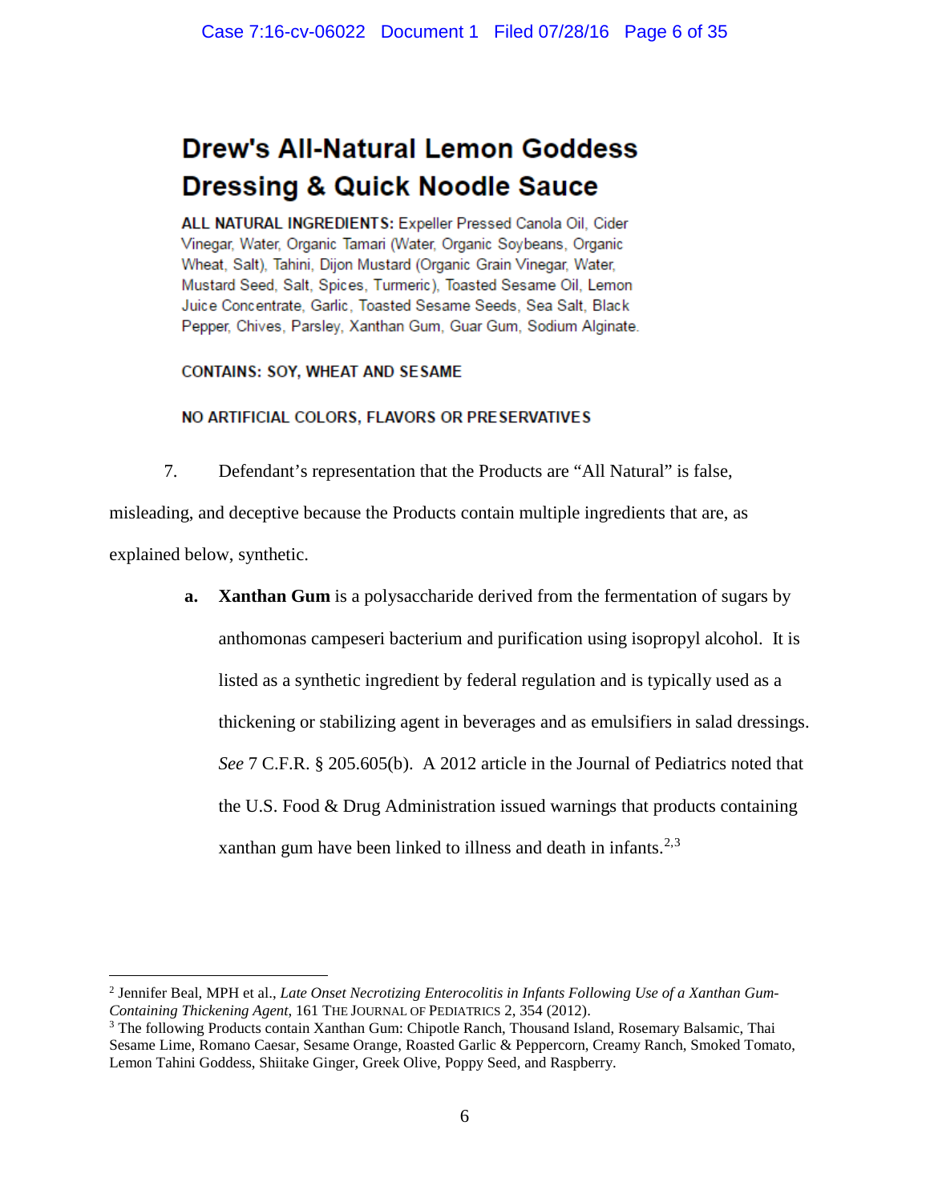## Drew's All-Natural Lemon Goddess Dressing & Quick Noodle Sauce

**ALL NATURAL INGREDIENTS:** Expeller Pressed Canola Oil, Cider Vinegar, Water, Organic Tamari (Water, Organic Soybeans, Organic Wheat, Salt), Tahini, Dijon Mustard (Organic Grain Vinegar, Water, Mustard Seed, Salt, Spices, Turmeric), Toasted Sesame Oil, Lemon Juice Concentrate, Garlic, Toasted Sesame Seeds, Sea Salt, Black Pepper, Chives, Parsley, Xanthan Gum, Guar Gum, Sodium Alginate.

**CONTAINS: SOY, WHEAT AND SESAME**

**NO ARTIFICIAL COLORS, FLAVORS OR PRESERVATIVES**

7. Defendant's representation that the Products are "All Natural" is false, misleading, and deceptive because the Products contain multiple ingredients that are, as explained below, synthetic.

   **a. Xanthan Gum** is a polysaccharide derived from the fermentation of sugars by anthomonas campeseri bacterium and purification using isopropyl alcohol. It is listed as a synthetic ingredient by federal regulation and is typically used as a thickening or stabilizing agent in beverages and as emulsifiers in salad dressings. *See* 7 C.F.R. § 205.605(b). A 2012 article in the Journal of Pediatrics noted that the U.S. Food & Drug Administration issued warnings that products containing xanthan gum have been linked to illness and death in infants.[2,3]

---

[2] Jennifer Beal, MPH et al., *Late Onset Necrotizing Enterocolitis in Infants Following Use of a Xanthan Gum-Containing Thickening Agent*, 161 THE JOURNAL OF PEDIATRICS 2, 354 (2012).

[3] The following Products contain Xanthan Gum: Chipotle Ranch, Thousand Island, Rosemary Balsamic, Thai Sesame Lime, Romano Caesar, Sesame Orange, Roasted Garlic & Peppercorn, Creamy Ranch, Smoked Tomato, Lemon Tahini Goddess, Shiitake Ginger, Greek Olive, Poppy Seed, and Raspberry.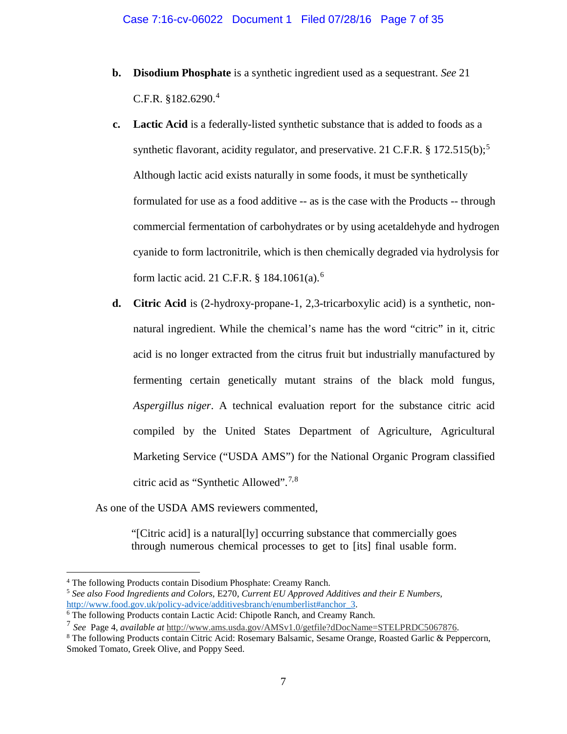**b.** **Disodium Phosphate** is a synthetic ingredient used as a sequestrant. *See* 21 C.F.R. §182.6290.[4]

**c.** **Lactic Acid** is a federally-listed synthetic substance that is added to foods as a synthetic flavorant, acidity regulator, and preservative. 21 C.F.R. § 172.515(b);[5] Although lactic acid exists naturally in some foods, it must be synthetically formulated for use as a food additive -- as is the case with the Products -- through commercial fermentation of carbohydrates or by using acetaldehyde and hydrogen cyanide to form lactronitrile, which is then chemically degraded via hydrolysis for form lactic acid. 21 C.F.R. § 184.1061(a).[6]

**d.** **Citric Acid** is (2-hydroxy-propane-1, 2,3-tricarboxylic acid) is a synthetic, non-natural ingredient. While the chemical's name has the word "citric" in it, citric acid is no longer extracted from the citrus fruit but industrially manufactured by fermenting certain genetically mutant strains of the black mold fungus, *Aspergillus niger*. A technical evaluation report for the substance citric acid compiled by the United States Department of Agriculture, Agricultural Marketing Service ("USDA AMS") for the National Organic Program classified citric acid as "Synthetic Allowed".[7,8]

As one of the USDA AMS reviewers commented,

> "[Citric acid] is a natural[ly] occurring substance that commercially goes through numerous chemical processes to get to [its] final usable form.

---

[4] The following Products contain Disodium Phosphate: Creamy Ranch.

[5] *See also Food Ingredients and Colors*, E270, *Current EU Approved Additives and their E Numbers*, http://www.food.gov.uk/policy-advice/additivesbranch/enumberlist#anchor_3.

[6] The following Products contain Lactic Acid: Chipotle Ranch, and Creamy Ranch.

[7] *See* Page 4, *available at* http://www.ams.usda.gov/AMSv1.0/getfile?dDocName=STELPRDC5067876.

[8] The following Products contain Citric Acid: Rosemary Balsamic, Sesame Orange, Roasted Garlic & Peppercorn, Smoked Tomato, Greek Olive, and Poppy Seed.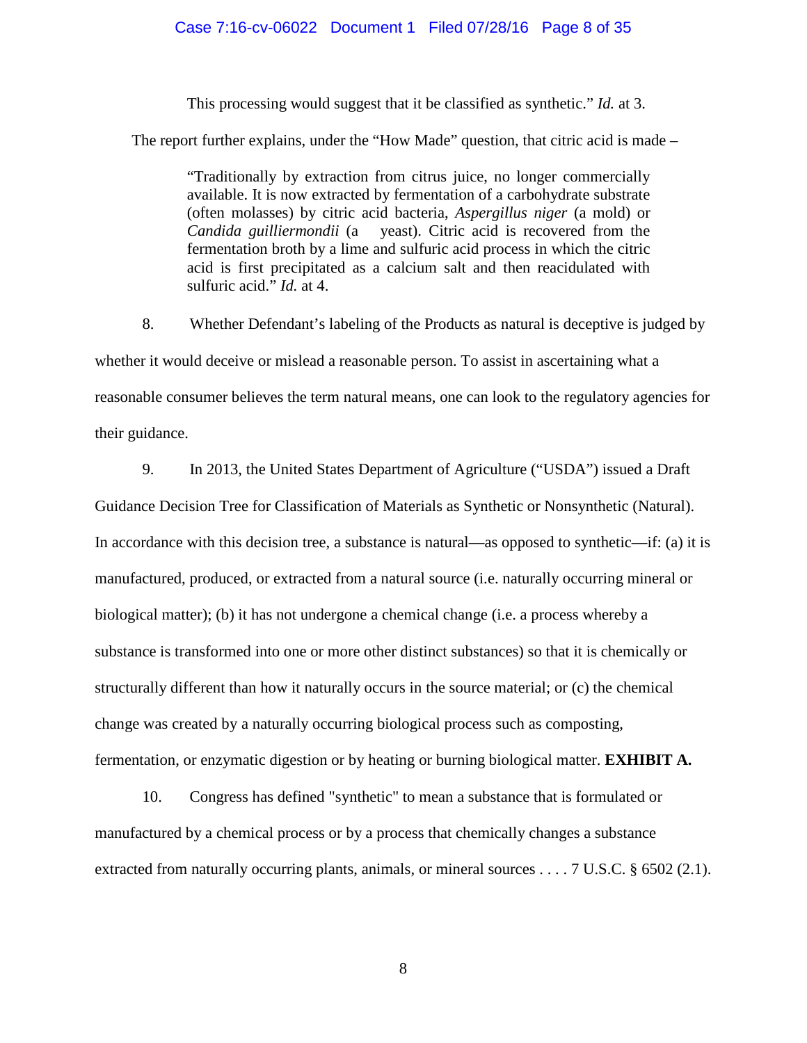> This processing would suggest that it be classified as synthetic." *Id.* at 3.

The report further explains, under the "How Made" question, that citric acid is made –

> "Traditionally by extraction from citrus juice, no longer commercially available. It is now extracted by fermentation of a carbohydrate substrate (often molasses) by citric acid bacteria, *Aspergillus niger* (a mold) or *Candida guilliermondii* (a yeast). Citric acid is recovered from the fermentation broth by a lime and sulfuric acid process in which the citric acid is first precipitated as a calcium salt and then reacidulated with sulfuric acid." *Id.* at 4.

8. Whether Defendant's labeling of the Products as natural is deceptive is judged by whether it would deceive or mislead a reasonable person. To assist in ascertaining what a reasonable consumer believes the term natural means, one can look to the regulatory agencies for their guidance.

9. In 2013, the United States Department of Agriculture ("USDA") issued a Draft Guidance Decision Tree for Classification of Materials as Synthetic or Nonsynthetic (Natural). In accordance with this decision tree, a substance is natural—as opposed to synthetic—if: (a) it is manufactured, produced, or extracted from a natural source (i.e. naturally occurring mineral or biological matter); (b) it has not undergone a chemical change (i.e. a process whereby a substance is transformed into one or more other distinct substances) so that it is chemically or structurally different than how it naturally occurs in the source material; or (c) the chemical change was created by a naturally occurring biological process such as composting, fermentation, or enzymatic digestion or by heating or burning biological matter. **EXHIBIT A.**

10. Congress has defined "synthetic" to mean a substance that is formulated or manufactured by a chemical process or by a process that chemically changes a substance extracted from naturally occurring plants, animals, or mineral sources . . . . 7 U.S.C. § 6502 (2.1).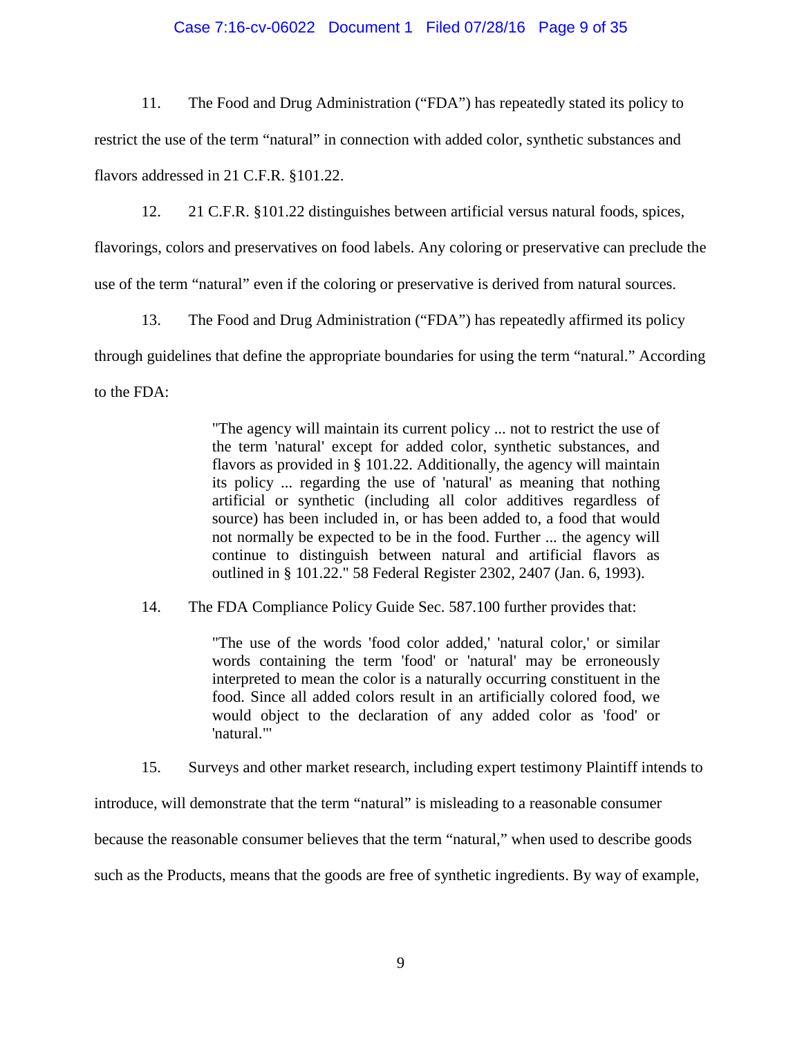11. The Food and Drug Administration ("FDA") has repeatedly stated its policy to restrict the use of the term "natural" in connection with added color, synthetic substances and flavors addressed in 21 C.F.R. §101.22.

12. 21 C.F.R. §101.22 distinguishes between artificial versus natural foods, spices, flavorings, colors and preservatives on food labels. Any coloring or preservative can preclude the use of the term "natural" even if the coloring or preservative is derived from natural sources.

13. The Food and Drug Administration ("FDA") has repeatedly affirmed its policy through guidelines that define the appropriate boundaries for using the term "natural." According to the FDA:

> "The agency will maintain its current policy ... not to restrict the use of the term 'natural' except for added color, synthetic substances, and flavors as provided in § 101.22. Additionally, the agency will maintain its policy ... regarding the use of 'natural' as meaning that nothing artificial or synthetic (including all color additives regardless of source) has been included in, or has been added to, a food that would not normally be expected to be in the food. Further ... the agency will continue to distinguish between natural and artificial flavors as outlined in § 101.22." 58 Federal Register 2302, 2407 (Jan. 6, 1993).

14. The FDA Compliance Policy Guide Sec. 587.100 further provides that:

> "The use of the words 'food color added,' 'natural color,' or similar words containing the term 'food' or 'natural' may be erroneously interpreted to mean the color is a naturally occurring constituent in the food. Since all added colors result in an artificially colored food, we would object to the declaration of any added color as 'food' or 'natural.'"

15. Surveys and other market research, including expert testimony Plaintiff intends to introduce, will demonstrate that the term "natural" is misleading to a reasonable consumer because the reasonable consumer believes that the term "natural," when used to describe goods such as the Products, means that the goods are free of synthetic ingredients. By way of example,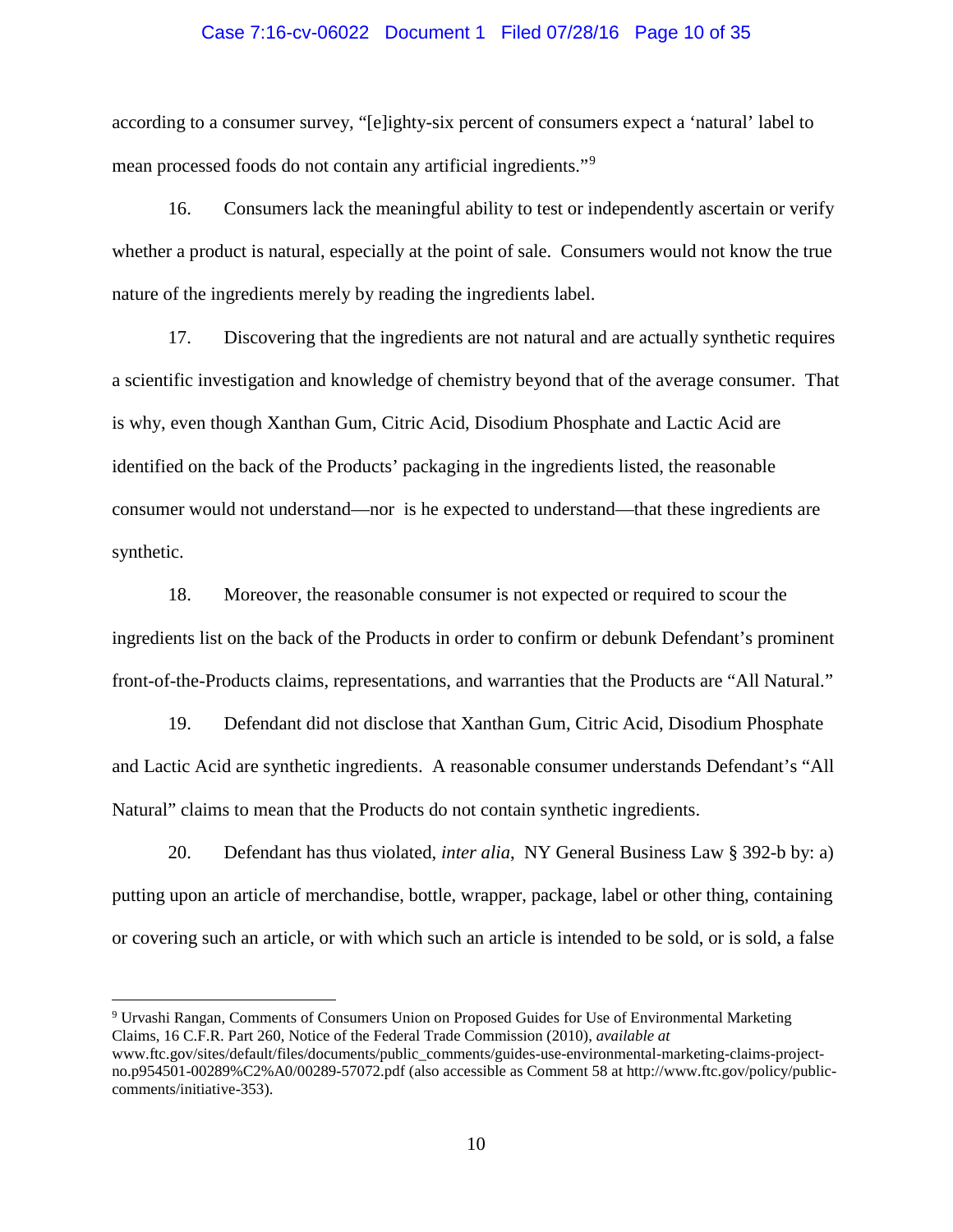according to a consumer survey, "[e]ighty-six percent of consumers expect a 'natural' label to mean processed foods do not contain any artificial ingredients."[9]

16. Consumers lack the meaningful ability to test or independently ascertain or verify whether a product is natural, especially at the point of sale. Consumers would not know the true nature of the ingredients merely by reading the ingredients label.

17. Discovering that the ingredients are not natural and are actually synthetic requires a scientific investigation and knowledge of chemistry beyond that of the average consumer. That is why, even though Xanthan Gum, Citric Acid, Disodium Phosphate and Lactic Acid are identified on the back of the Products' packaging in the ingredients listed, the reasonable consumer would not understand—nor is he expected to understand—that these ingredients are synthetic.

18. Moreover, the reasonable consumer is not expected or required to scour the ingredients list on the back of the Products in order to confirm or debunk Defendant's prominent front-of-the-Products claims, representations, and warranties that the Products are "All Natural."

19. Defendant did not disclose that Xanthan Gum, Citric Acid, Disodium Phosphate and Lactic Acid are synthetic ingredients. A reasonable consumer understands Defendant's "All Natural" claims to mean that the Products do not contain synthetic ingredients.

20. Defendant has thus violated, *inter alia*, NY General Business Law § 392-b by: a) putting upon an article of merchandise, bottle, wrapper, package, label or other thing, containing or covering such an article, or with which such an article is intended to be sold, or is sold, a false

---

[9] Urvashi Rangan, Comments of Consumers Union on Proposed Guides for Use of Environmental Marketing Claims, 16 C.F.R. Part 260, Notice of the Federal Trade Commission (2010), *available at* www.ftc.gov/sites/default/files/documents/public_comments/guides-use-environmental-marketing-claims-project-no.p954501-00289%C2%A0/00289-57072.pdf (also accessible as Comment 58 at http://www.ftc.gov/policy/public-comments/initiative-353).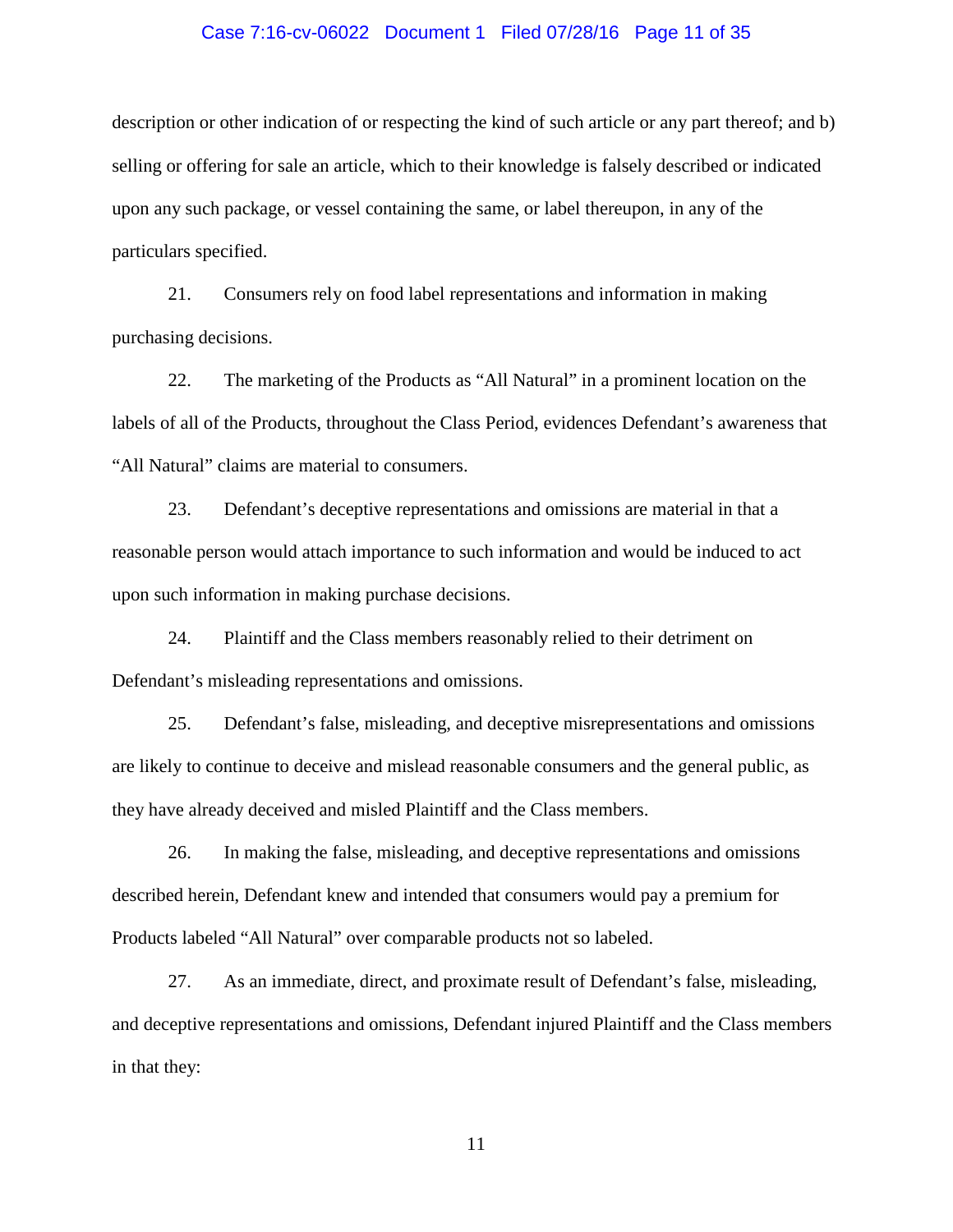description or other indication of or respecting the kind of such article or any part thereof; and b) selling or offering for sale an article, which to their knowledge is falsely described or indicated upon any such package, or vessel containing the same, or label thereupon, in any of the particulars specified.

21. Consumers rely on food label representations and information in making purchasing decisions.

22. The marketing of the Products as "All Natural" in a prominent location on the labels of all of the Products, throughout the Class Period, evidences Defendant's awareness that "All Natural" claims are material to consumers.

23. Defendant's deceptive representations and omissions are material in that a reasonable person would attach importance to such information and would be induced to act upon such information in making purchase decisions.

24. Plaintiff and the Class members reasonably relied to their detriment on Defendant's misleading representations and omissions.

25. Defendant's false, misleading, and deceptive misrepresentations and omissions are likely to continue to deceive and mislead reasonable consumers and the general public, as they have already deceived and misled Plaintiff and the Class members.

26. In making the false, misleading, and deceptive representations and omissions described herein, Defendant knew and intended that consumers would pay a premium for Products labeled "All Natural" over comparable products not so labeled.

27. As an immediate, direct, and proximate result of Defendant's false, misleading, and deceptive representations and omissions, Defendant injured Plaintiff and the Class members in that they: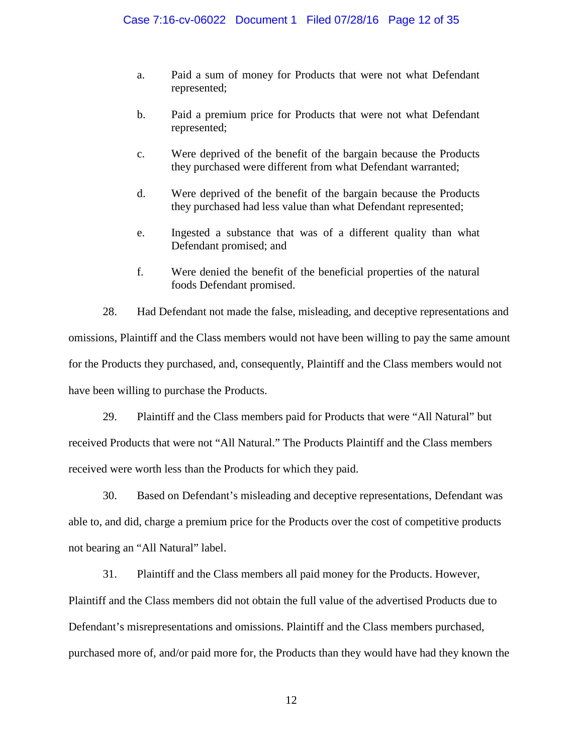a. Paid a sum of money for Products that were not what Defendant represented;

b. Paid a premium price for Products that were not what Defendant represented;

c. Were deprived of the benefit of the bargain because the Products they purchased were different from what Defendant warranted;

d. Were deprived of the benefit of the bargain because the Products they purchased had less value than what Defendant represented;

e. Ingested a substance that was of a different quality than what Defendant promised; and

f. Were denied the benefit of the beneficial properties of the natural foods Defendant promised.

28. Had Defendant not made the false, misleading, and deceptive representations and omissions, Plaintiff and the Class members would not have been willing to pay the same amount for the Products they purchased, and, consequently, Plaintiff and the Class members would not have been willing to purchase the Products.

29. Plaintiff and the Class members paid for Products that were "All Natural" but received Products that were not "All Natural." The Products Plaintiff and the Class members received were worth less than the Products for which they paid.

30. Based on Defendant's misleading and deceptive representations, Defendant was able to, and did, charge a premium price for the Products over the cost of competitive products not bearing an "All Natural" label.

31. Plaintiff and the Class members all paid money for the Products. However, Plaintiff and the Class members did not obtain the full value of the advertised Products due to Defendant's misrepresentations and omissions. Plaintiff and the Class members purchased, purchased more of, and/or paid more for, the Products than they would have had they known the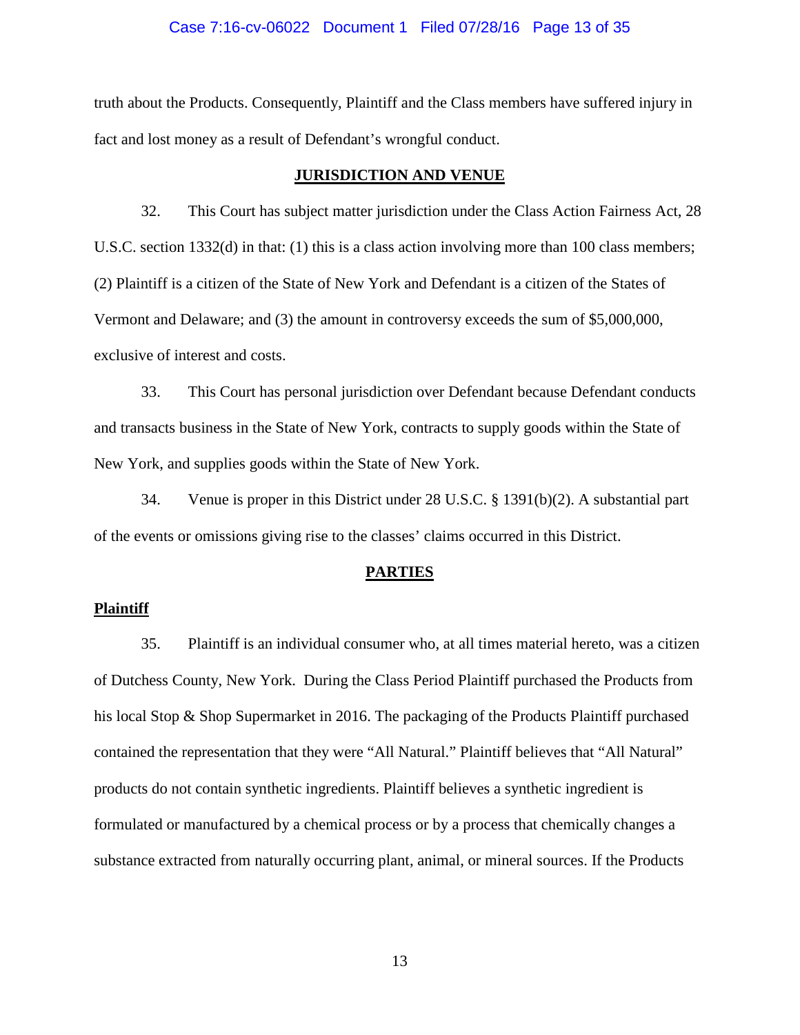truth about the Products. Consequently, Plaintiff and the Class members have suffered injury in fact and lost money as a result of Defendant's wrongful conduct.

## JURISDICTION AND VENUE

32. This Court has subject matter jurisdiction under the Class Action Fairness Act, 28 U.S.C. section 1332(d) in that: (1) this is a class action involving more than 100 class members; (2) Plaintiff is a citizen of the State of New York and Defendant is a citizen of the States of Vermont and Delaware; and (3) the amount in controversy exceeds the sum of $5,000,000, exclusive of interest and costs.

33. This Court has personal jurisdiction over Defendant because Defendant conducts and transacts business in the State of New York, contracts to supply goods within the State of New York, and supplies goods within the State of New York.

34. Venue is proper in this District under 28 U.S.C. § 1391(b)(2). A substantial part of the events or omissions giving rise to the classes' claims occurred in this District.

## PARTIES

### Plaintiff

35. Plaintiff is an individual consumer who, at all times material hereto, was a citizen of Dutchess County, New York. During the Class Period Plaintiff purchased the Products from his local Stop & Shop Supermarket in 2016. The packaging of the Products Plaintiff purchased contained the representation that they were "All Natural." Plaintiff believes that "All Natural" products do not contain synthetic ingredients. Plaintiff believes a synthetic ingredient is formulated or manufactured by a chemical process or by a process that chemically changes a substance extracted from naturally occurring plant, animal, or mineral sources. If the Products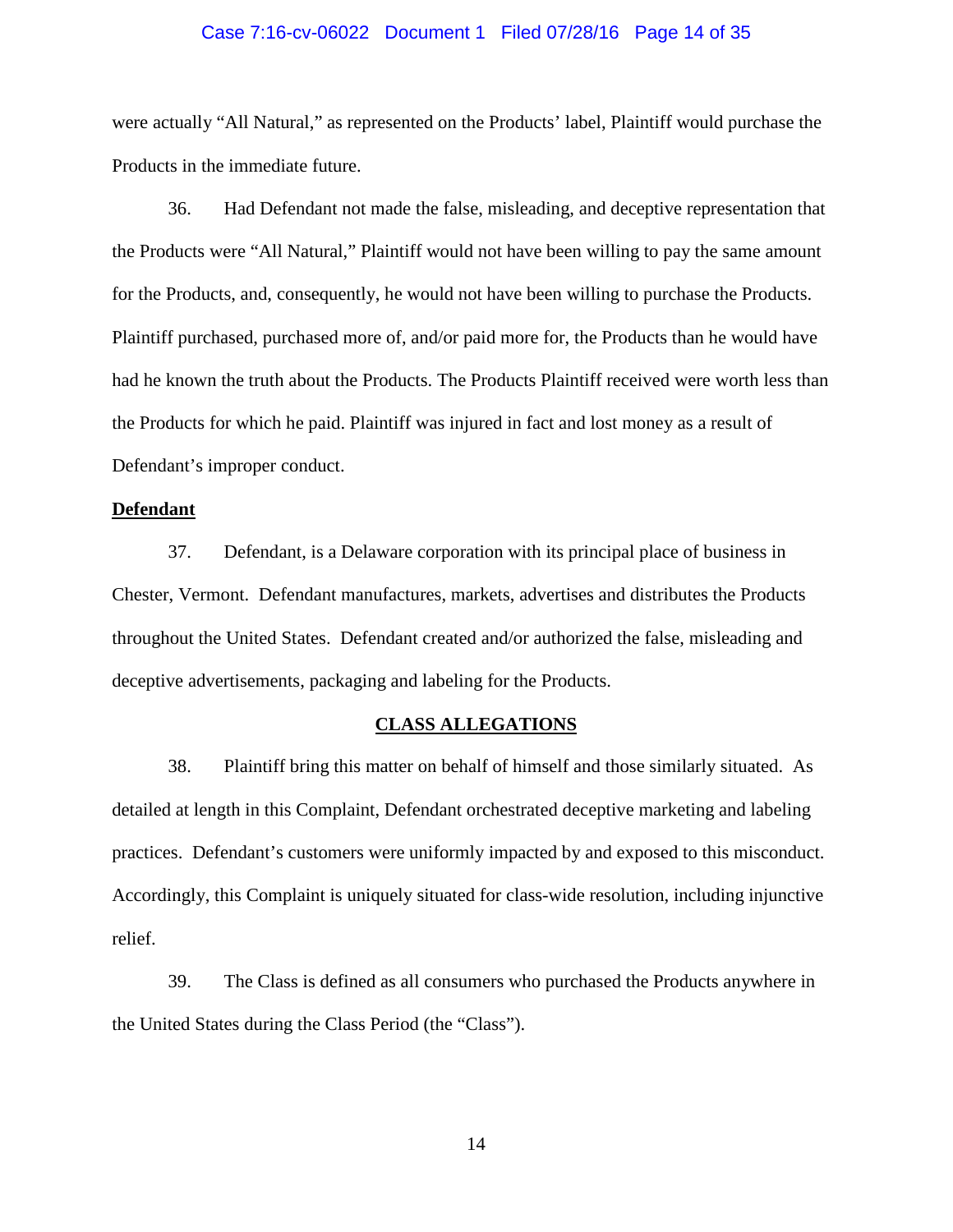were actually "All Natural," as represented on the Products' label, Plaintiff would purchase the Products in the immediate future.

36. Had Defendant not made the false, misleading, and deceptive representation that the Products were "All Natural," Plaintiff would not have been willing to pay the same amount for the Products, and, consequently, he would not have been willing to purchase the Products. Plaintiff purchased, purchased more of, and/or paid more for, the Products than he would have had he known the truth about the Products. The Products Plaintiff received were worth less than the Products for which he paid. Plaintiff was injured in fact and lost money as a result of Defendant's improper conduct.

**Defendant**

37. Defendant, is a Delaware corporation with its principal place of business in Chester, Vermont. Defendant manufactures, markets, advertises and distributes the Products throughout the United States. Defendant created and/or authorized the false, misleading and deceptive advertisements, packaging and labeling for the Products.

## CLASS ALLEGATIONS

38. Plaintiff bring this matter on behalf of himself and those similarly situated. As detailed at length in this Complaint, Defendant orchestrated deceptive marketing and labeling practices. Defendant's customers were uniformly impacted by and exposed to this misconduct. Accordingly, this Complaint is uniquely situated for class-wide resolution, including injunctive relief.

39. The Class is defined as all consumers who purchased the Products anywhere in the United States during the Class Period (the "Class").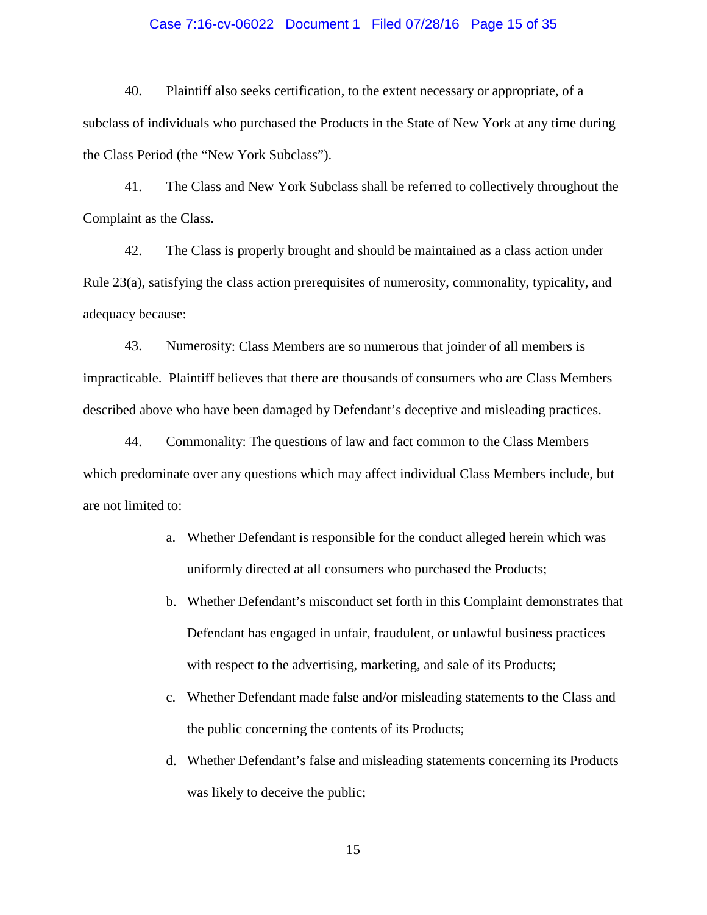40. Plaintiff also seeks certification, to the extent necessary or appropriate, of a subclass of individuals who purchased the Products in the State of New York at any time during the Class Period (the "New York Subclass").

41. The Class and New York Subclass shall be referred to collectively throughout the Complaint as the Class.

42. The Class is properly brought and should be maintained as a class action under Rule 23(a), satisfying the class action prerequisites of numerosity, commonality, typicality, and adequacy because:

43. Numerosity: Class Members are so numerous that joinder of all members is impracticable. Plaintiff believes that there are thousands of consumers who are Class Members described above who have been damaged by Defendant's deceptive and misleading practices.

44. Commonality: The questions of law and fact common to the Class Members which predominate over any questions which may affect individual Class Members include, but are not limited to:

a. Whether Defendant is responsible for the conduct alleged herein which was uniformly directed at all consumers who purchased the Products;

b. Whether Defendant's misconduct set forth in this Complaint demonstrates that Defendant has engaged in unfair, fraudulent, or unlawful business practices with respect to the advertising, marketing, and sale of its Products;

c. Whether Defendant made false and/or misleading statements to the Class and the public concerning the contents of its Products;

d. Whether Defendant's false and misleading statements concerning its Products was likely to deceive the public;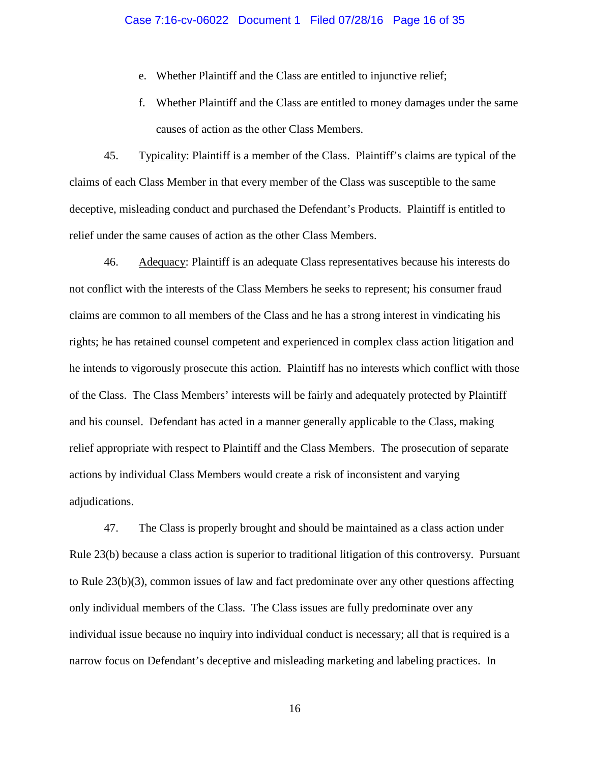e. Whether Plaintiff and the Class are entitled to injunctive relief;

f. Whether Plaintiff and the Class are entitled to money damages under the same causes of action as the other Class Members.

45. Typicality: Plaintiff is a member of the Class. Plaintiff's claims are typical of the claims of each Class Member in that every member of the Class was susceptible to the same deceptive, misleading conduct and purchased the Defendant's Products. Plaintiff is entitled to relief under the same causes of action as the other Class Members.

46. Adequacy: Plaintiff is an adequate Class representatives because his interests do not conflict with the interests of the Class Members he seeks to represent; his consumer fraud claims are common to all members of the Class and he has a strong interest in vindicating his rights; he has retained counsel competent and experienced in complex class action litigation and he intends to vigorously prosecute this action. Plaintiff has no interests which conflict with those of the Class. The Class Members' interests will be fairly and adequately protected by Plaintiff and his counsel. Defendant has acted in a manner generally applicable to the Class, making relief appropriate with respect to Plaintiff and the Class Members. The prosecution of separate actions by individual Class Members would create a risk of inconsistent and varying adjudications.

47. The Class is properly brought and should be maintained as a class action under Rule 23(b) because a class action is superior to traditional litigation of this controversy. Pursuant to Rule 23(b)(3), common issues of law and fact predominate over any other questions affecting only individual members of the Class. The Class issues are fully predominate over any individual issue because no inquiry into individual conduct is necessary; all that is required is a narrow focus on Defendant's deceptive and misleading marketing and labeling practices. In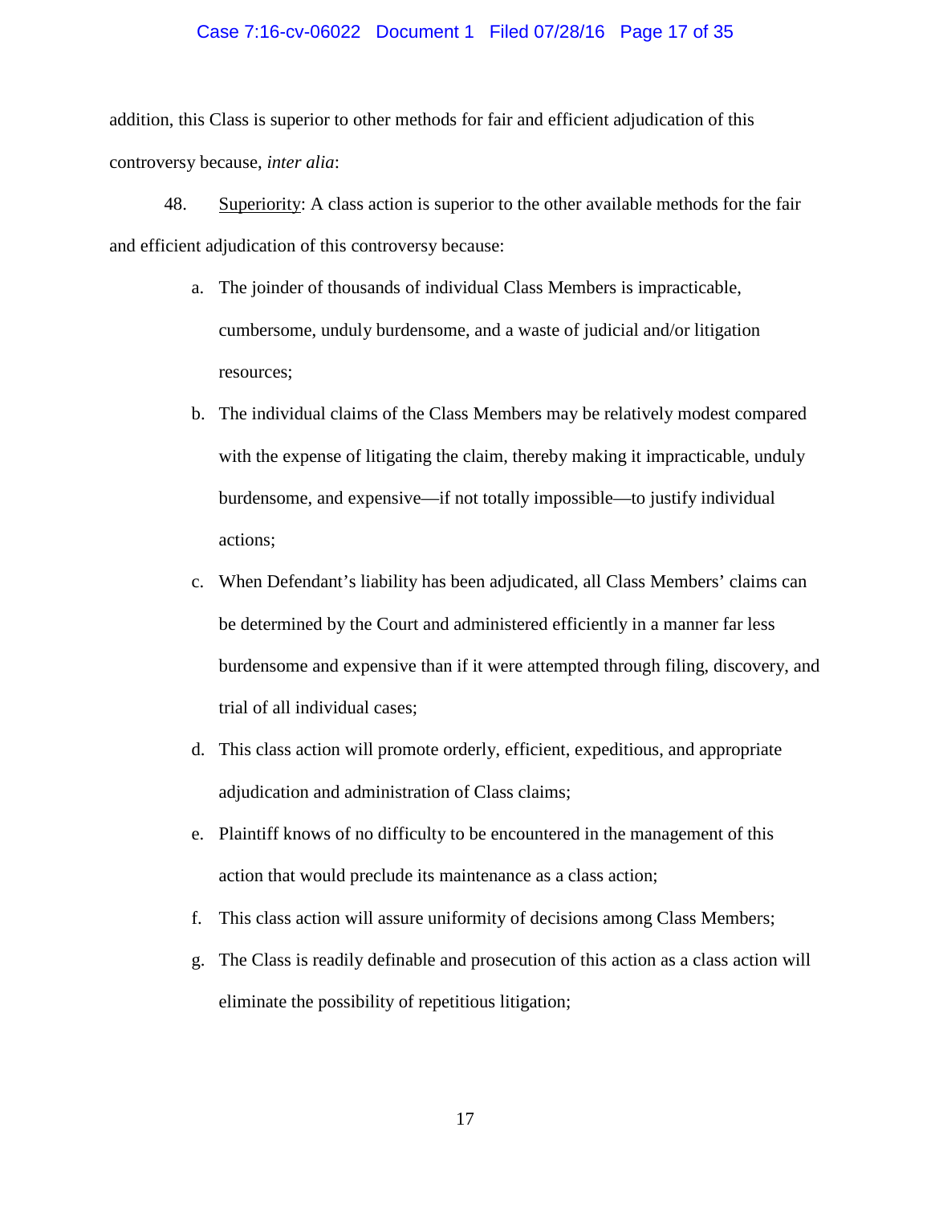addition, this Class is superior to other methods for fair and efficient adjudication of this controversy because, *inter alia*:

48. Superiority: A class action is superior to the other available methods for the fair and efficient adjudication of this controversy because:

a. The joinder of thousands of individual Class Members is impracticable, cumbersome, unduly burdensome, and a waste of judicial and/or litigation resources;

b. The individual claims of the Class Members may be relatively modest compared with the expense of litigating the claim, thereby making it impracticable, unduly burdensome, and expensive—if not totally impossible—to justify individual actions;

c. When Defendant's liability has been adjudicated, all Class Members' claims can be determined by the Court and administered efficiently in a manner far less burdensome and expensive than if it were attempted through filing, discovery, and trial of all individual cases;

d. This class action will promote orderly, efficient, expeditious, and appropriate adjudication and administration of Class claims;

e. Plaintiff knows of no difficulty to be encountered in the management of this action that would preclude its maintenance as a class action;

f. This class action will assure uniformity of decisions among Class Members;

g. The Class is readily definable and prosecution of this action as a class action will eliminate the possibility of repetitious litigation;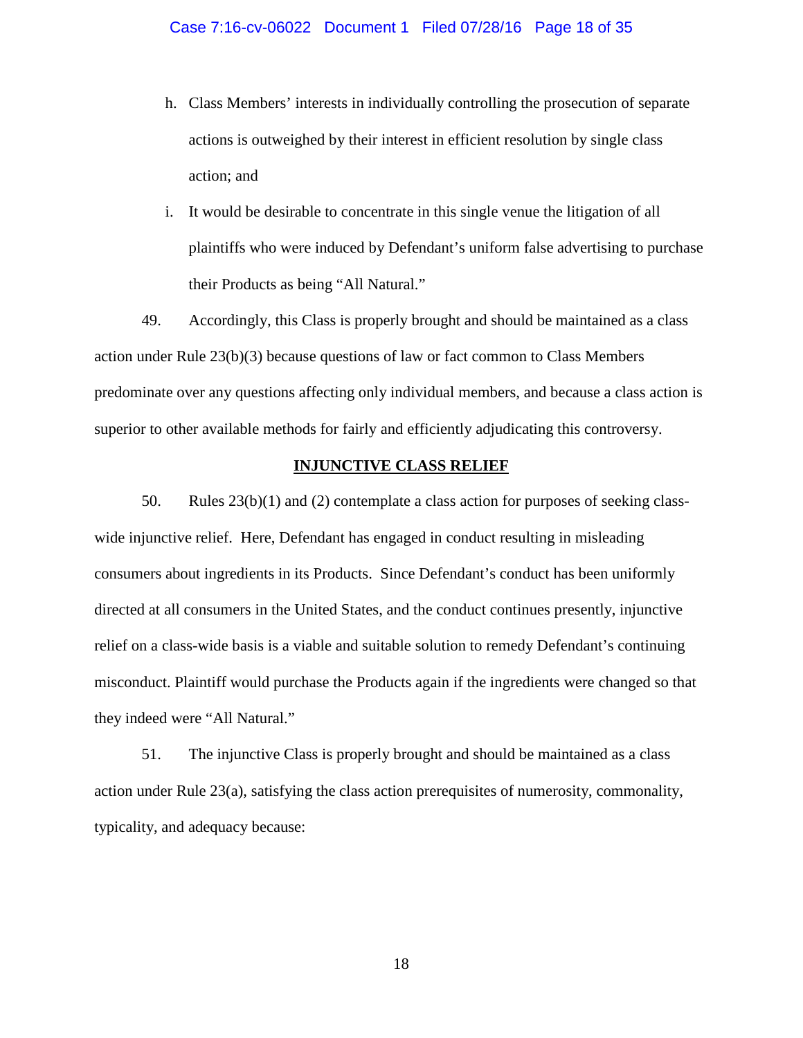h. Class Members' interests in individually controlling the prosecution of separate actions is outweighed by their interest in efficient resolution by single class action; and

i. It would be desirable to concentrate in this single venue the litigation of all plaintiffs who were induced by Defendant's uniform false advertising to purchase their Products as being "All Natural."

49. Accordingly, this Class is properly brought and should be maintained as a class action under Rule 23(b)(3) because questions of law or fact common to Class Members predominate over any questions affecting only individual members, and because a class action is superior to other available methods for fairly and efficiently adjudicating this controversy.

## INJUNCTIVE CLASS RELIEF

50. Rules 23(b)(1) and (2) contemplate a class action for purposes of seeking class-wide injunctive relief. Here, Defendant has engaged in conduct resulting in misleading consumers about ingredients in its Products. Since Defendant's conduct has been uniformly directed at all consumers in the United States, and the conduct continues presently, injunctive relief on a class-wide basis is a viable and suitable solution to remedy Defendant's continuing misconduct. Plaintiff would purchase the Products again if the ingredients were changed so that they indeed were "All Natural."

51. The injunctive Class is properly brought and should be maintained as a class action under Rule 23(a), satisfying the class action prerequisites of numerosity, commonality, typicality, and adequacy because: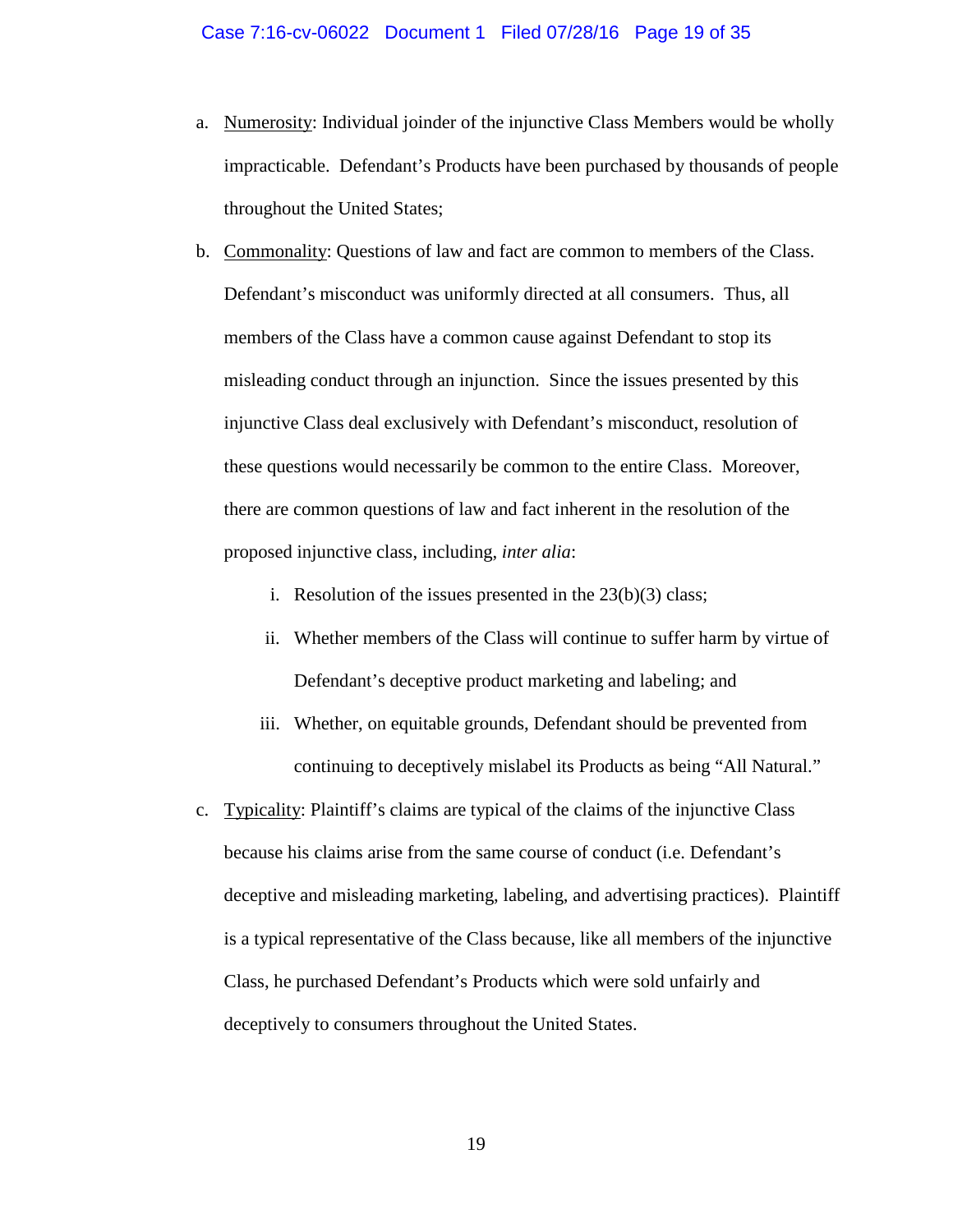a. <u>Numerosity</u>: Individual joinder of the injunctive Class Members would be wholly impracticable. Defendant's Products have been purchased by thousands of people throughout the United States;

b. <u>Commonality</u>: Questions of law and fact are common to members of the Class. Defendant's misconduct was uniformly directed at all consumers. Thus, all members of the Class have a common cause against Defendant to stop its misleading conduct through an injunction. Since the issues presented by this injunctive Class deal exclusively with Defendant's misconduct, resolution of these questions would necessarily be common to the entire Class. Moreover, there are common questions of law and fact inherent in the resolution of the proposed injunctive class, including, *inter alia*:

   i. Resolution of the issues presented in the 23(b)(3) class;

   ii. Whether members of the Class will continue to suffer harm by virtue of Defendant's deceptive product marketing and labeling; and

   iii. Whether, on equitable grounds, Defendant should be prevented from continuing to deceptively mislabel its Products as being "All Natural."

c. <u>Typicality</u>: Plaintiff's claims are typical of the claims of the injunctive Class because his claims arise from the same course of conduct (i.e. Defendant's deceptive and misleading marketing, labeling, and advertising practices). Plaintiff is a typical representative of the Class because, like all members of the injunctive Class, he purchased Defendant's Products which were sold unfairly and deceptively to consumers throughout the United States.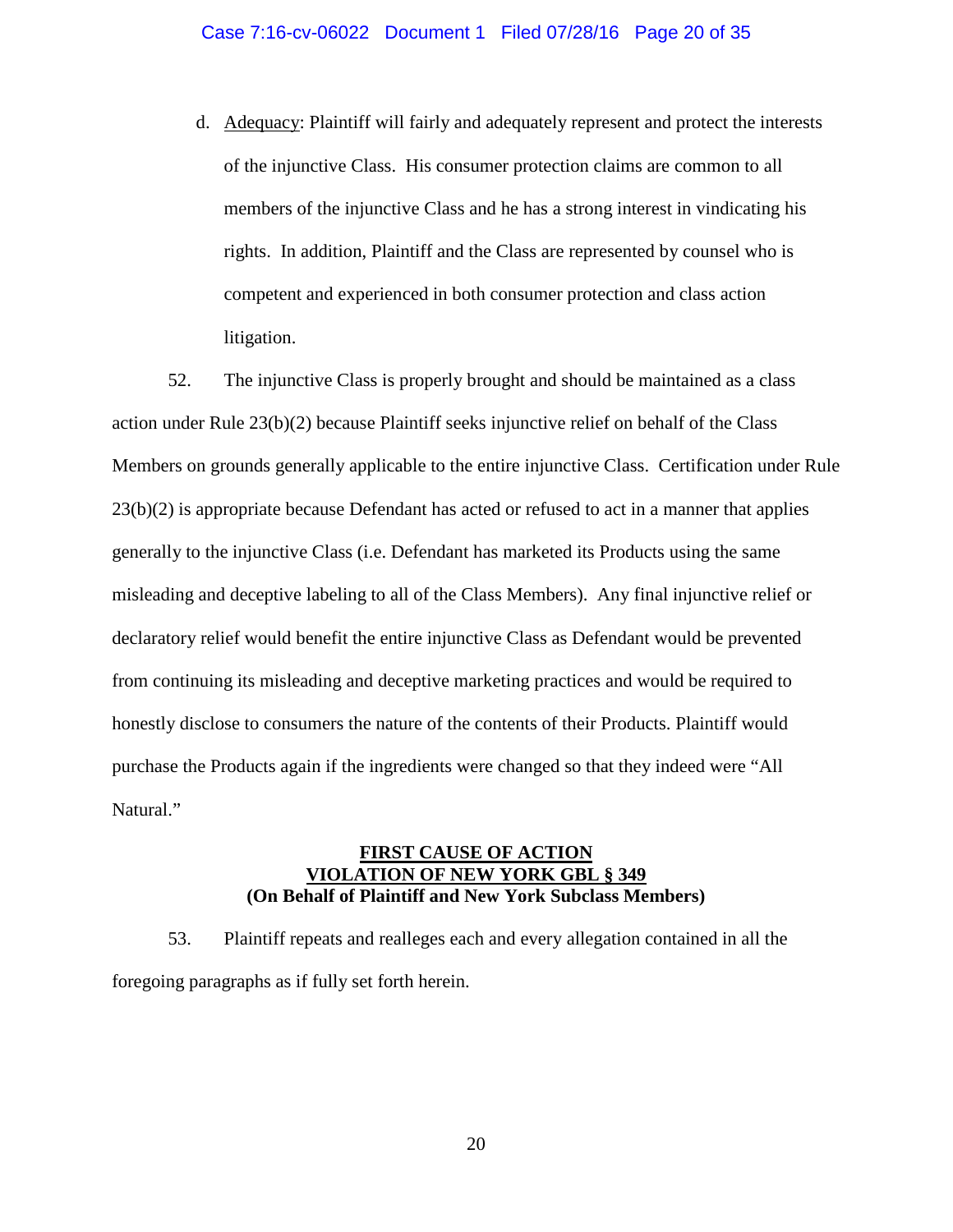d. Adequacy: Plaintiff will fairly and adequately represent and protect the interests of the injunctive Class. His consumer protection claims are common to all members of the injunctive Class and he has a strong interest in vindicating his rights. In addition, Plaintiff and the Class are represented by counsel who is competent and experienced in both consumer protection and class action litigation.

52. The injunctive Class is properly brought and should be maintained as a class action under Rule 23(b)(2) because Plaintiff seeks injunctive relief on behalf of the Class Members on grounds generally applicable to the entire injunctive Class. Certification under Rule 23(b)(2) is appropriate because Defendant has acted or refused to act in a manner that applies generally to the injunctive Class (i.e. Defendant has marketed its Products using the same misleading and deceptive labeling to all of the Class Members). Any final injunctive relief or declaratory relief would benefit the entire injunctive Class as Defendant would be prevented from continuing its misleading and deceptive marketing practices and would be required to honestly disclose to consumers the nature of the contents of their Products. Plaintiff would purchase the Products again if the ingredients were changed so that they indeed were "All Natural."

**FIRST CAUSE OF ACTION**
**VIOLATION OF NEW YORK GBL § 349**
**(On Behalf of Plaintiff and New York Subclass Members)**

53. Plaintiff repeats and realleges each and every allegation contained in all the foregoing paragraphs as if fully set forth herein.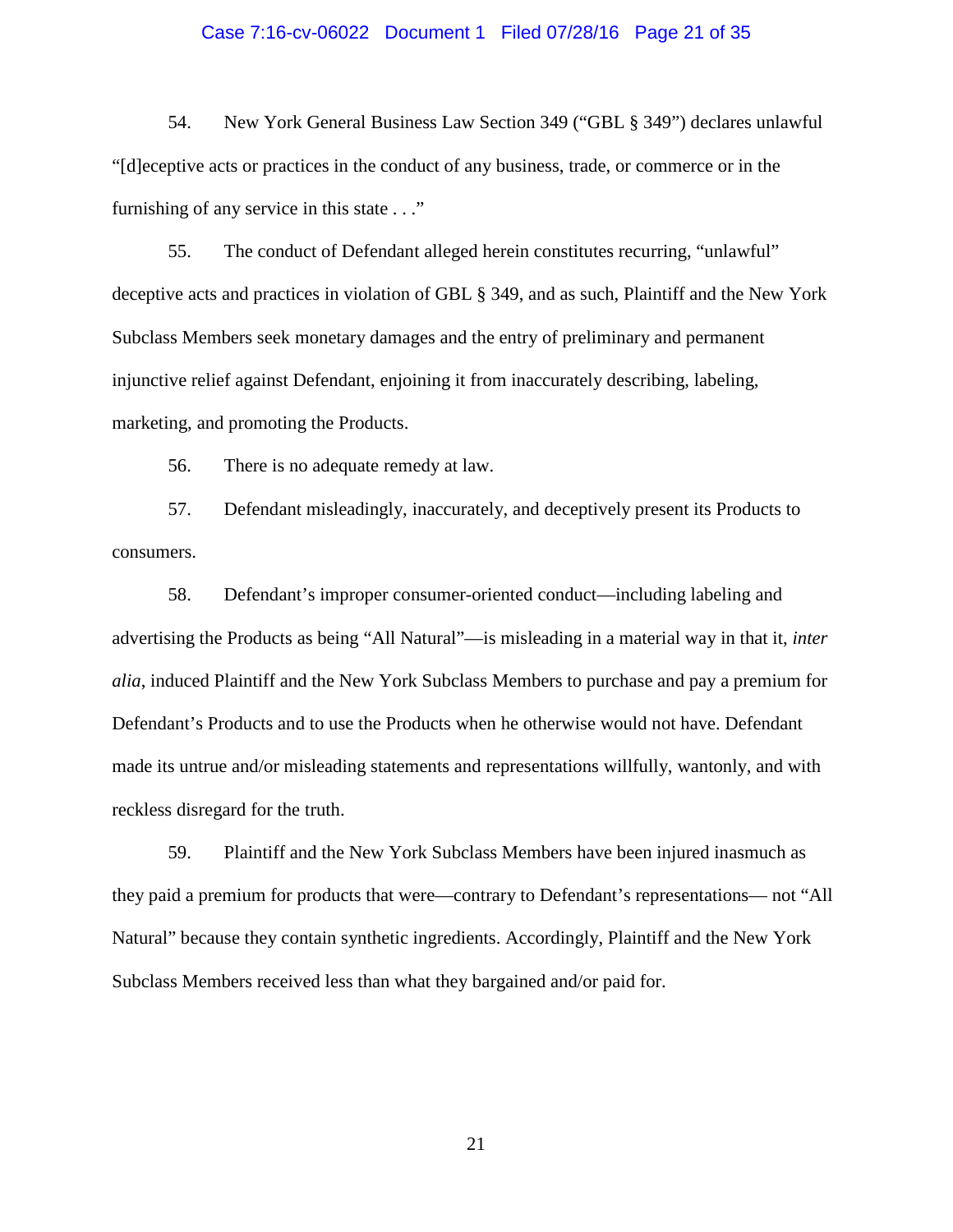54. New York General Business Law Section 349 ("GBL § 349") declares unlawful "[d]eceptive acts or practices in the conduct of any business, trade, or commerce or in the furnishing of any service in this state . . ."

55. The conduct of Defendant alleged herein constitutes recurring, "unlawful" deceptive acts and practices in violation of GBL § 349, and as such, Plaintiff and the New York Subclass Members seek monetary damages and the entry of preliminary and permanent injunctive relief against Defendant, enjoining it from inaccurately describing, labeling, marketing, and promoting the Products.

56. There is no adequate remedy at law.

57. Defendant misleadingly, inaccurately, and deceptively present its Products to consumers.

58. Defendant's improper consumer-oriented conduct—including labeling and advertising the Products as being "All Natural"—is misleading in a material way in that it, *inter alia*, induced Plaintiff and the New York Subclass Members to purchase and pay a premium for Defendant's Products and to use the Products when he otherwise would not have. Defendant made its untrue and/or misleading statements and representations willfully, wantonly, and with reckless disregard for the truth.

59. Plaintiff and the New York Subclass Members have been injured inasmuch as they paid a premium for products that were—contrary to Defendant's representations— not "All Natural" because they contain synthetic ingredients. Accordingly, Plaintiff and the New York Subclass Members received less than what they bargained and/or paid for.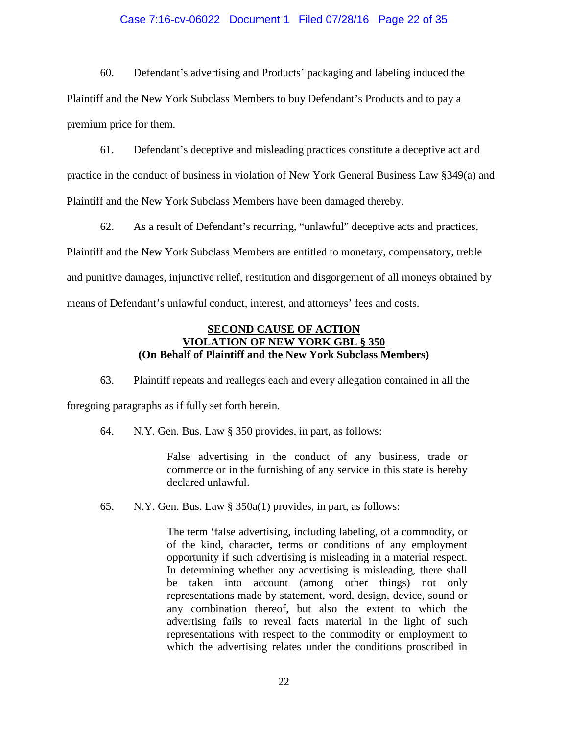60. Defendant's advertising and Products' packaging and labeling induced the Plaintiff and the New York Subclass Members to buy Defendant's Products and to pay a premium price for them.

61. Defendant's deceptive and misleading practices constitute a deceptive act and practice in the conduct of business in violation of New York General Business Law §349(a) and Plaintiff and the New York Subclass Members have been damaged thereby.

62. As a result of Defendant's recurring, "unlawful" deceptive acts and practices, Plaintiff and the New York Subclass Members are entitled to monetary, compensatory, treble and punitive damages, injunctive relief, restitution and disgorgement of all moneys obtained by means of Defendant's unlawful conduct, interest, and attorneys' fees and costs.

**SECOND CAUSE OF ACTION**
**VIOLATION OF NEW YORK GBL § 350**
**(On Behalf of Plaintiff and the New York Subclass Members)**

63. Plaintiff repeats and realleges each and every allegation contained in all the foregoing paragraphs as if fully set forth herein.

64. N.Y. Gen. Bus. Law § 350 provides, in part, as follows:

> False advertising in the conduct of any business, trade or commerce or in the furnishing of any service in this state is hereby declared unlawful.

65. N.Y. Gen. Bus. Law § 350a(1) provides, in part, as follows:

> The term 'false advertising, including labeling, of a commodity, or of the kind, character, terms or conditions of any employment opportunity if such advertising is misleading in a material respect. In determining whether any advertising is misleading, there shall be taken into account (among other things) not only representations made by statement, word, design, device, sound or any combination thereof, but also the extent to which the advertising fails to reveal facts material in the light of such representations with respect to the commodity or employment to which the advertising relates under the conditions proscribed in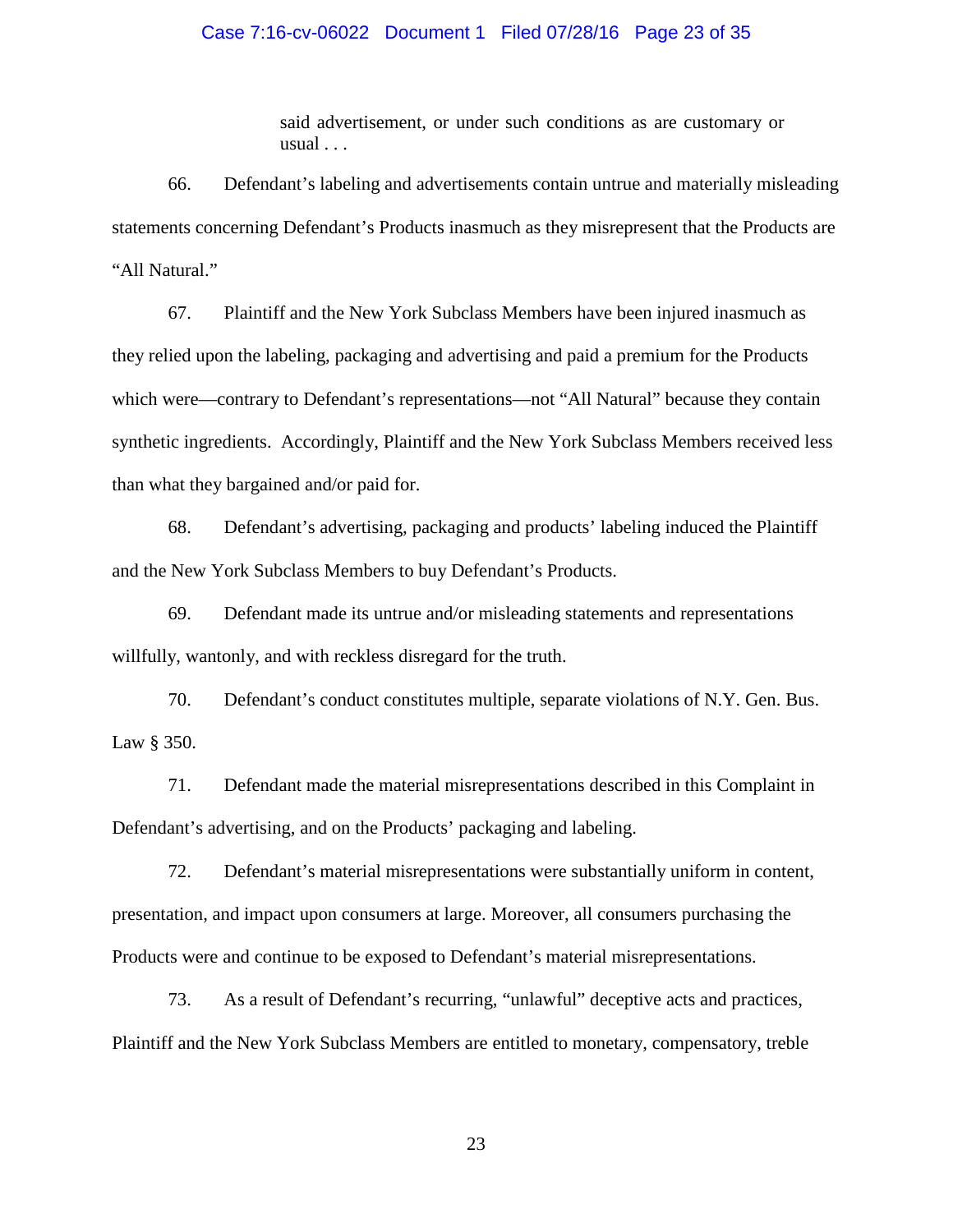> said advertisement, or under such conditions as are customary or usual . . .

66. Defendant's labeling and advertisements contain untrue and materially misleading statements concerning Defendant's Products inasmuch as they misrepresent that the Products are "All Natural."

67. Plaintiff and the New York Subclass Members have been injured inasmuch as they relied upon the labeling, packaging and advertising and paid a premium for the Products which were—contrary to Defendant's representations—not "All Natural" because they contain synthetic ingredients. Accordingly, Plaintiff and the New York Subclass Members received less than what they bargained and/or paid for.

68. Defendant's advertising, packaging and products' labeling induced the Plaintiff and the New York Subclass Members to buy Defendant's Products.

69. Defendant made its untrue and/or misleading statements and representations willfully, wantonly, and with reckless disregard for the truth.

70. Defendant's conduct constitutes multiple, separate violations of N.Y. Gen. Bus. Law § 350.

71. Defendant made the material misrepresentations described in this Complaint in Defendant's advertising, and on the Products' packaging and labeling.

72. Defendant's material misrepresentations were substantially uniform in content, presentation, and impact upon consumers at large. Moreover, all consumers purchasing the Products were and continue to be exposed to Defendant's material misrepresentations.

73. As a result of Defendant's recurring, "unlawful" deceptive acts and practices, Plaintiff and the New York Subclass Members are entitled to monetary, compensatory, treble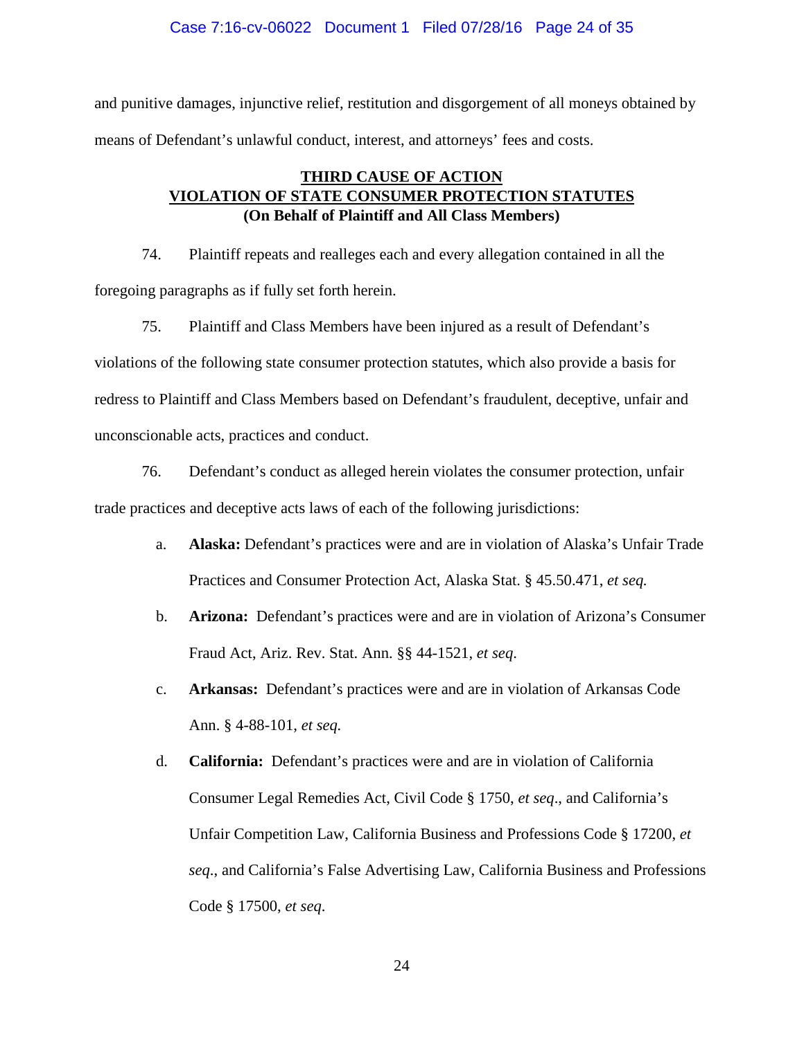and punitive damages, injunctive relief, restitution and disgorgement of all moneys obtained by means of Defendant's unlawful conduct, interest, and attorneys' fees and costs.

## THIRD CAUSE OF ACTION
## VIOLATION OF STATE CONSUMER PROTECTION STATUTES
**(On Behalf of Plaintiff and All Class Members)**

74. Plaintiff repeats and realleges each and every allegation contained in all the foregoing paragraphs as if fully set forth herein.

75. Plaintiff and Class Members have been injured as a result of Defendant's violations of the following state consumer protection statutes, which also provide a basis for redress to Plaintiff and Class Members based on Defendant's fraudulent, deceptive, unfair and unconscionable acts, practices and conduct.

76. Defendant's conduct as alleged herein violates the consumer protection, unfair trade practices and deceptive acts laws of each of the following jurisdictions:

a. **Alaska:** Defendant's practices were and are in violation of Alaska's Unfair Trade Practices and Consumer Protection Act, Alaska Stat. § 45.50.471, *et seq.*

b. **Arizona:** Defendant's practices were and are in violation of Arizona's Consumer Fraud Act, Ariz. Rev. Stat. Ann. §§ 44-1521, *et seq.*

c. **Arkansas:** Defendant's practices were and are in violation of Arkansas Code Ann. § 4-88-101, *et seq.*

d. **California:** Defendant's practices were and are in violation of California Consumer Legal Remedies Act, Civil Code § 1750, *et seq*., and California's Unfair Competition Law, California Business and Professions Code § 17200, *et seq*., and California's False Advertising Law, California Business and Professions Code § 17500, *et seq.*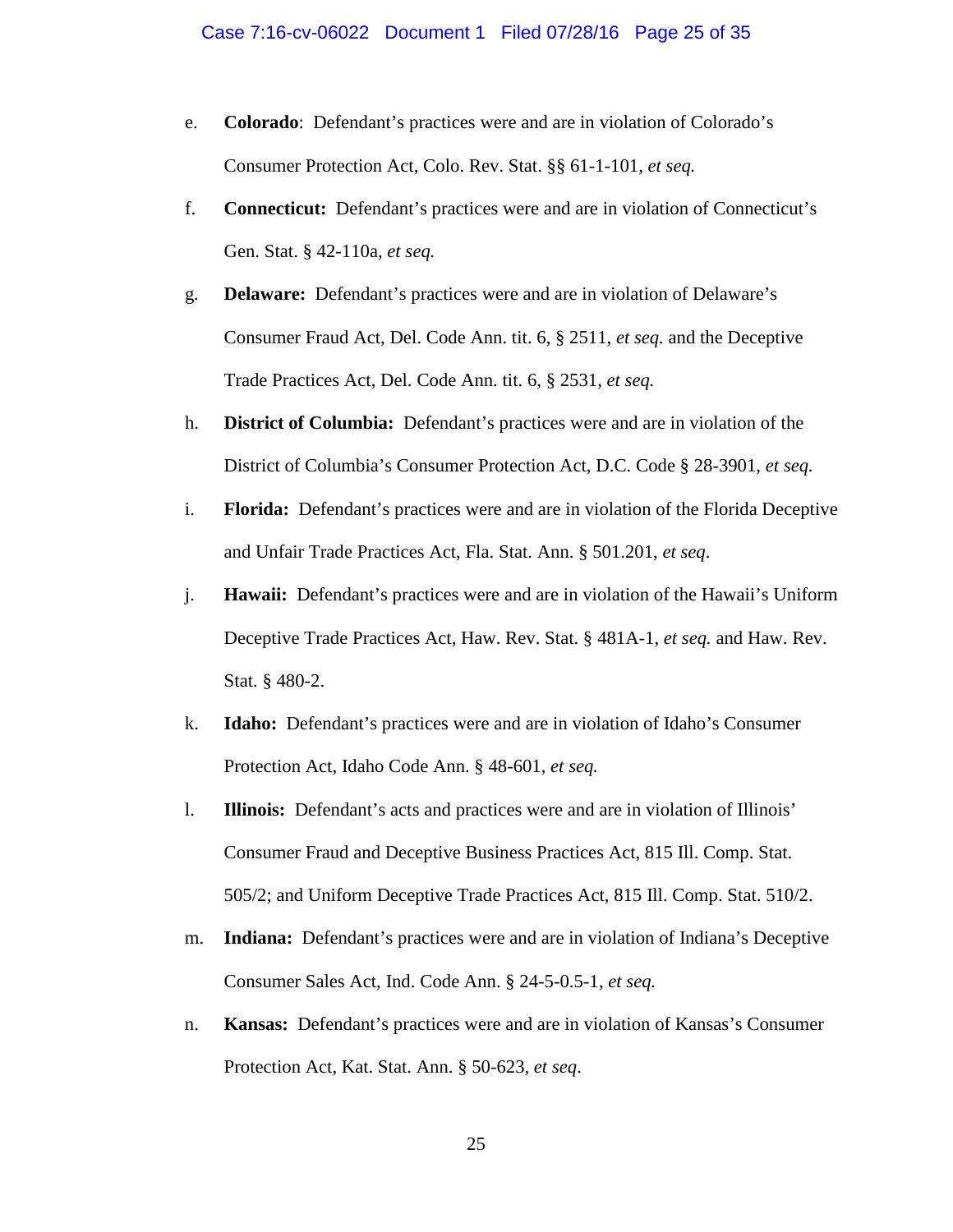e. **Colorado**: Defendant's practices were and are in violation of Colorado's Consumer Protection Act, Colo. Rev. Stat. §§ 61-1-101, *et seq.*

f. **Connecticut:** Defendant's practices were and are in violation of Connecticut's Gen. Stat. § 42-110a, *et seq.*

g. **Delaware:** Defendant's practices were and are in violation of Delaware's Consumer Fraud Act, Del. Code Ann. tit. 6, § 2511, *et seq.* and the Deceptive Trade Practices Act, Del. Code Ann. tit. 6, § 2531, *et seq.*

h. **District of Columbia:** Defendant's practices were and are in violation of the District of Columbia's Consumer Protection Act, D.C. Code § 28-3901, *et seq.*

i. **Florida:** Defendant's practices were and are in violation of the Florida Deceptive and Unfair Trade Practices Act, Fla. Stat. Ann. § 501.201, *et seq*.

j. **Hawaii:** Defendant's practices were and are in violation of the Hawaii's Uniform Deceptive Trade Practices Act, Haw. Rev. Stat. § 481A-1, *et seq.* and Haw. Rev. Stat. § 480-2.

k. **Idaho:** Defendant's practices were and are in violation of Idaho's Consumer Protection Act, Idaho Code Ann. § 48-601, *et seq.*

l. **Illinois:** Defendant's acts and practices were and are in violation of Illinois' Consumer Fraud and Deceptive Business Practices Act, 815 Ill. Comp. Stat. 505/2; and Uniform Deceptive Trade Practices Act, 815 Ill. Comp. Stat. 510/2.

m. **Indiana:** Defendant's practices were and are in violation of Indiana's Deceptive Consumer Sales Act, Ind. Code Ann. § 24-5-0.5-1, *et seq.*

n. **Kansas:** Defendant's practices were and are in violation of Kansas's Consumer Protection Act, Kat. Stat. Ann. § 50-623, *et seq*.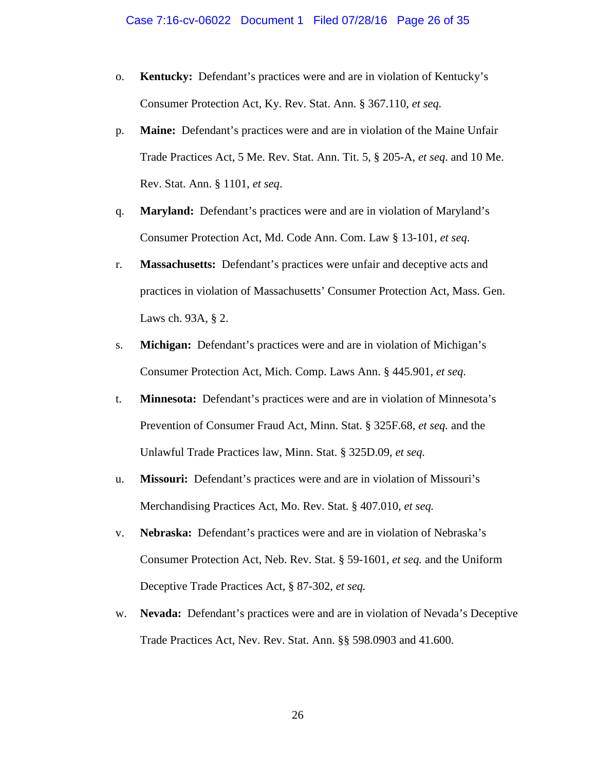o. **Kentucky:** Defendant's practices were and are in violation of Kentucky's Consumer Protection Act, Ky. Rev. Stat. Ann. § 367.110, *et seq.*

p. **Maine:** Defendant's practices were and are in violation of the Maine Unfair Trade Practices Act, 5 Me. Rev. Stat. Ann. Tit. 5, § 205-A, *et seq*. and 10 Me. Rev. Stat. Ann. § 1101, *et seq*.

q. **Maryland:** Defendant's practices were and are in violation of Maryland's Consumer Protection Act, Md. Code Ann. Com. Law § 13-101, *et seq*.

r. **Massachusetts:** Defendant's practices were unfair and deceptive acts and practices in violation of Massachusetts' Consumer Protection Act, Mass. Gen. Laws ch. 93A, § 2.

s. **Michigan:** Defendant's practices were and are in violation of Michigan's Consumer Protection Act, Mich. Comp. Laws Ann. § 445.901, *et seq*.

t. **Minnesota:** Defendant's practices were and are in violation of Minnesota's Prevention of Consumer Fraud Act, Minn. Stat. § 325F.68, *et seq.* and the Unlawful Trade Practices law, Minn. Stat. § 325D.09, *et seq.*

u. **Missouri:** Defendant's practices were and are in violation of Missouri's Merchandising Practices Act, Mo. Rev. Stat. § 407.010, *et seq.*

v. **Nebraska:** Defendant's practices were and are in violation of Nebraska's Consumer Protection Act, Neb. Rev. Stat. § 59-1601, *et seq.* and the Uniform Deceptive Trade Practices Act, § 87-302, *et seq.*

w. **Nevada:** Defendant's practices were and are in violation of Nevada's Deceptive Trade Practices Act, Nev. Rev. Stat. Ann. §§ 598.0903 and 41.600.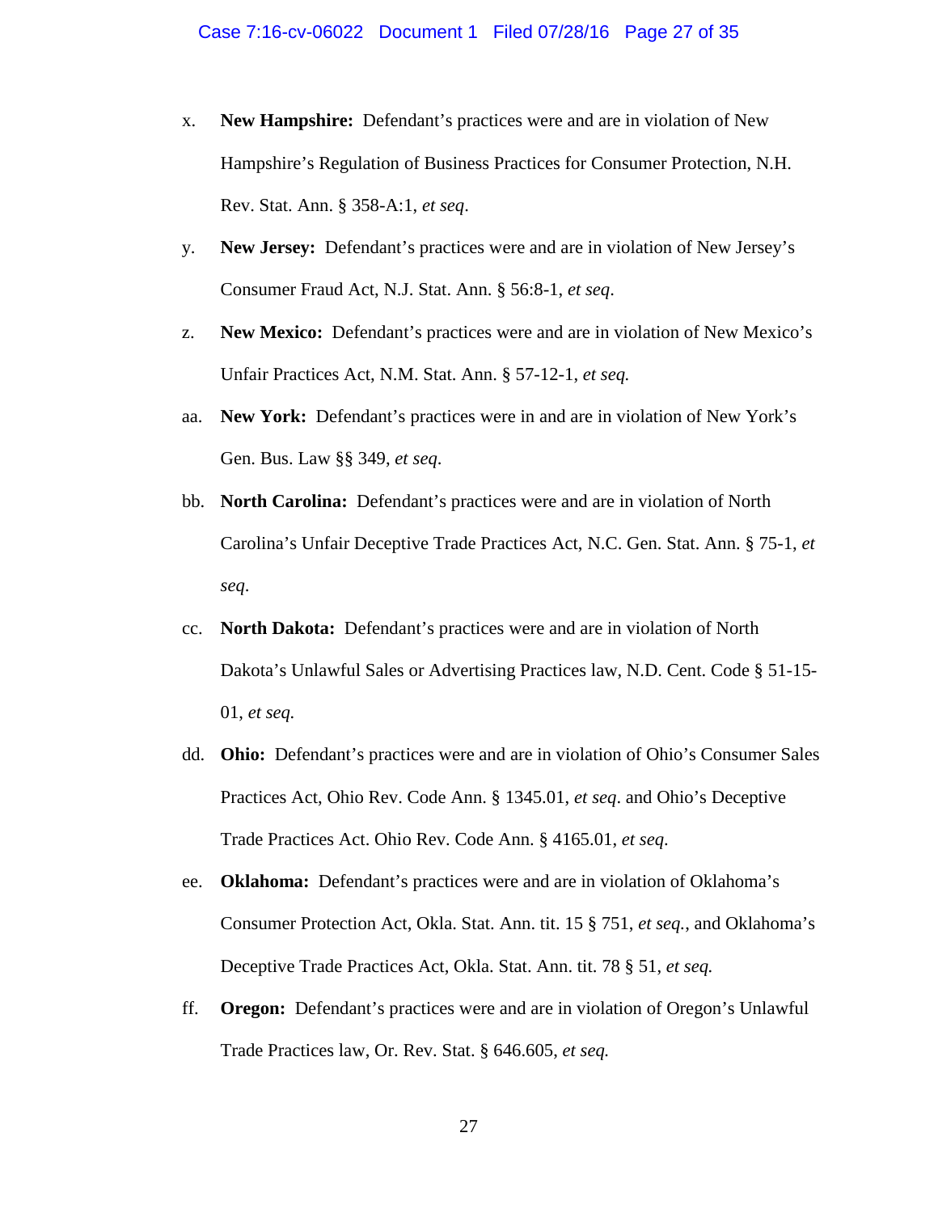x. **New Hampshire:** Defendant's practices were and are in violation of New Hampshire's Regulation of Business Practices for Consumer Protection, N.H. Rev. Stat. Ann. § 358-A:1, *et seq*.

y. **New Jersey:** Defendant's practices were and are in violation of New Jersey's Consumer Fraud Act, N.J. Stat. Ann. § 56:8-1, *et seq*.

z. **New Mexico:** Defendant's practices were and are in violation of New Mexico's Unfair Practices Act, N.M. Stat. Ann. § 57-12-1, *et seq.*

aa. **New York:** Defendant's practices were in and are in violation of New York's Gen. Bus. Law §§ 349, *et seq*.

bb. **North Carolina:** Defendant's practices were and are in violation of North Carolina's Unfair Deceptive Trade Practices Act, N.C. Gen. Stat. Ann. § 75-1, *et seq*.

cc. **North Dakota:** Defendant's practices were and are in violation of North Dakota's Unlawful Sales or Advertising Practices law, N.D. Cent. Code § 51-15-01, *et seq.*

dd. **Ohio:** Defendant's practices were and are in violation of Ohio's Consumer Sales Practices Act, Ohio Rev. Code Ann. § 1345.01, *et seq*. and Ohio's Deceptive Trade Practices Act. Ohio Rev. Code Ann. § 4165.01, *et seq*.

ee. **Oklahoma:** Defendant's practices were and are in violation of Oklahoma's Consumer Protection Act, Okla. Stat. Ann. tit. 15 § 751, *et seq.*, and Oklahoma's Deceptive Trade Practices Act, Okla. Stat. Ann. tit. 78 § 51, *et seq.*

ff. **Oregon:** Defendant's practices were and are in violation of Oregon's Unlawful Trade Practices law, Or. Rev. Stat. § 646.605, *et seq.*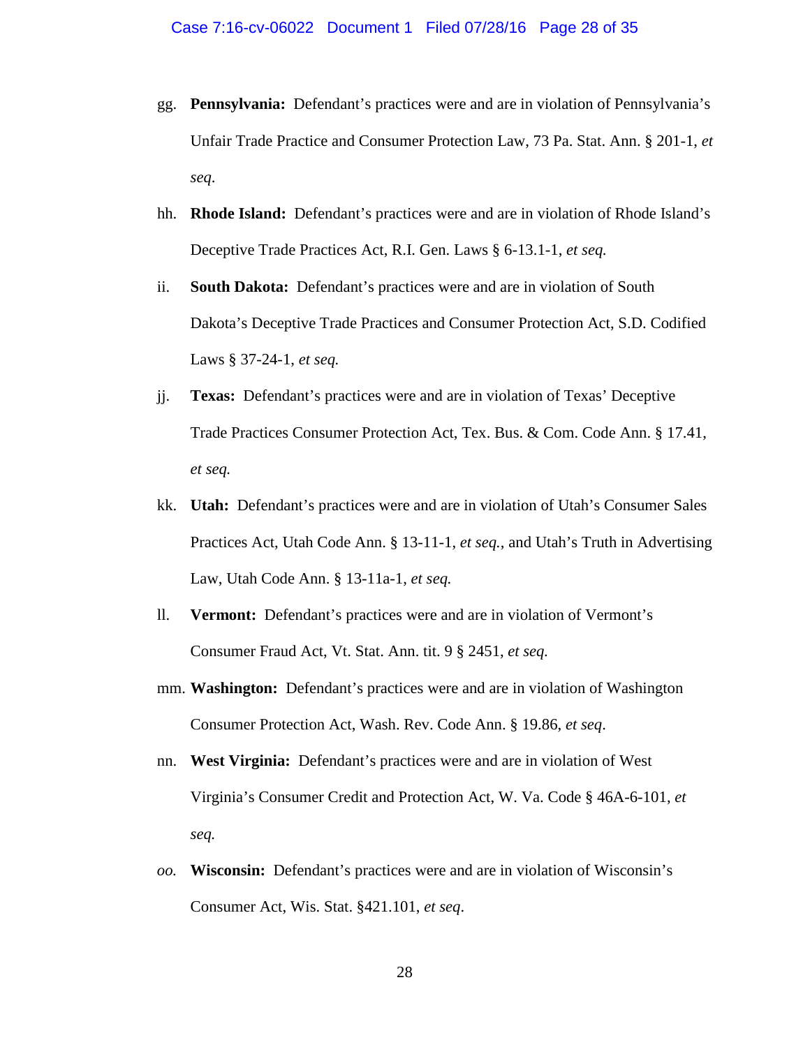gg. **Pennsylvania:** Defendant's practices were and are in violation of Pennsylvania's Unfair Trade Practice and Consumer Protection Law, 73 Pa. Stat. Ann. § 201-1, *et seq*.

hh. **Rhode Island:** Defendant's practices were and are in violation of Rhode Island's Deceptive Trade Practices Act, R.I. Gen. Laws § 6-13.1-1, *et seq.*

ii. **South Dakota:** Defendant's practices were and are in violation of South Dakota's Deceptive Trade Practices and Consumer Protection Act, S.D. Codified Laws § 37-24-1, *et seq.*

jj. **Texas:** Defendant's practices were and are in violation of Texas' Deceptive Trade Practices Consumer Protection Act, Tex. Bus. & Com. Code Ann. § 17.41, *et seq.*

kk. **Utah:** Defendant's practices were and are in violation of Utah's Consumer Sales Practices Act, Utah Code Ann. § 13-11-1, *et seq.*, and Utah's Truth in Advertising Law, Utah Code Ann. § 13-11a-1, *et seq.*

ll. **Vermont:** Defendant's practices were and are in violation of Vermont's Consumer Fraud Act, Vt. Stat. Ann. tit. 9 § 2451, *et seq.*

mm. **Washington:** Defendant's practices were and are in violation of Washington Consumer Protection Act, Wash. Rev. Code Ann. § 19.86, *et seq*.

nn. **West Virginia:** Defendant's practices were and are in violation of West Virginia's Consumer Credit and Protection Act, W. Va. Code § 46A-6-101, *et seq.*

*oo.* **Wisconsin:** Defendant's practices were and are in violation of Wisconsin's Consumer Act, Wis. Stat. §421.101, *et seq*.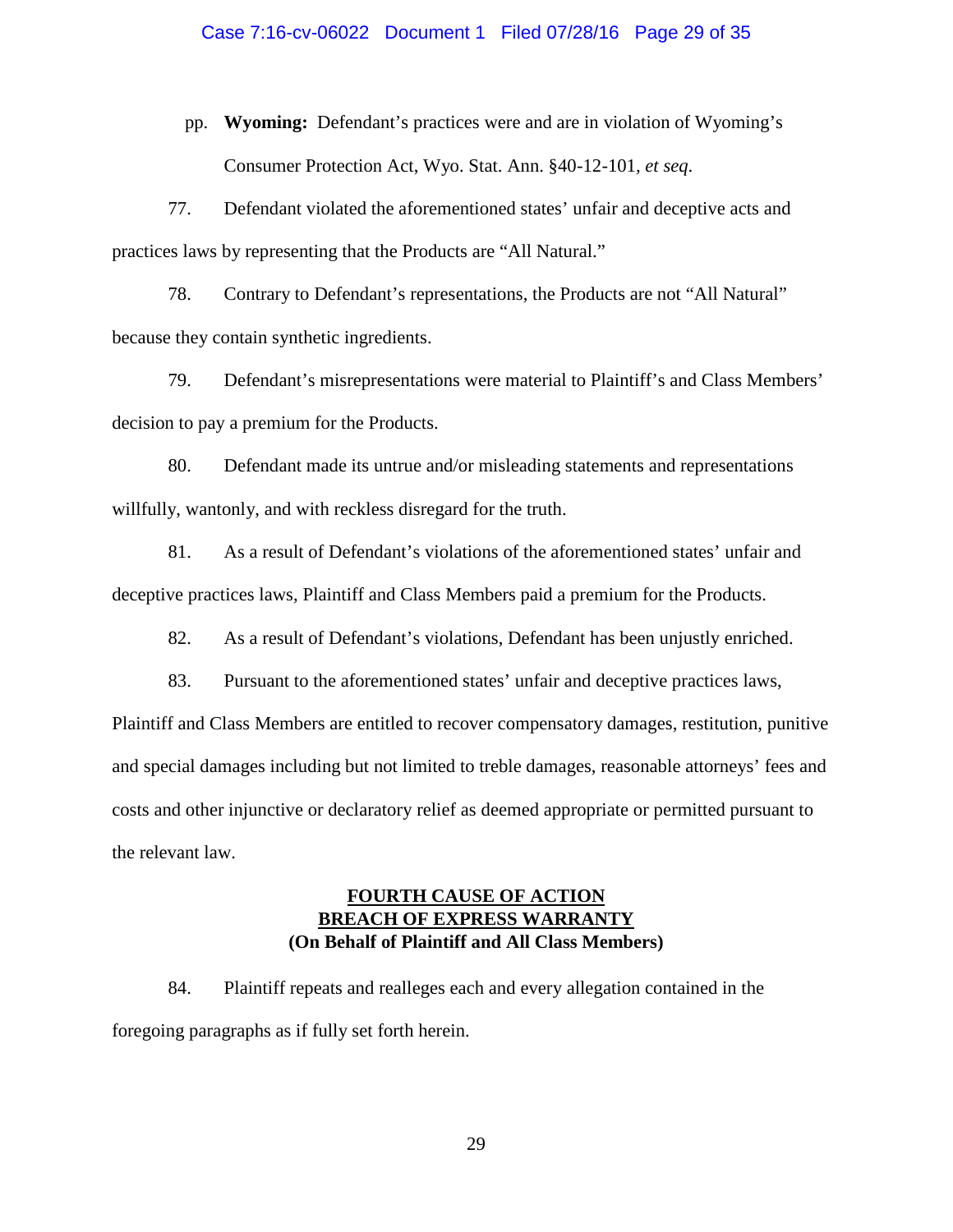pp. **Wyoming:** Defendant's practices were and are in violation of Wyoming's Consumer Protection Act, Wyo. Stat. Ann. §40-12-101, *et seq.*

77. Defendant violated the aforementioned states' unfair and deceptive acts and practices laws by representing that the Products are "All Natural."

78. Contrary to Defendant's representations, the Products are not "All Natural" because they contain synthetic ingredients.

79. Defendant's misrepresentations were material to Plaintiff's and Class Members' decision to pay a premium for the Products.

80. Defendant made its untrue and/or misleading statements and representations willfully, wantonly, and with reckless disregard for the truth.

81. As a result of Defendant's violations of the aforementioned states' unfair and deceptive practices laws, Plaintiff and Class Members paid a premium for the Products.

82. As a result of Defendant's violations, Defendant has been unjustly enriched.

83. Pursuant to the aforementioned states' unfair and deceptive practices laws, Plaintiff and Class Members are entitled to recover compensatory damages, restitution, punitive and special damages including but not limited to treble damages, reasonable attorneys' fees and costs and other injunctive or declaratory relief as deemed appropriate or permitted pursuant to the relevant law.

## FOURTH CAUSE OF ACTION
## BREACH OF EXPRESS WARRANTY
**(On Behalf of Plaintiff and All Class Members)**

84. Plaintiff repeats and realleges each and every allegation contained in the foregoing paragraphs as if fully set forth herein.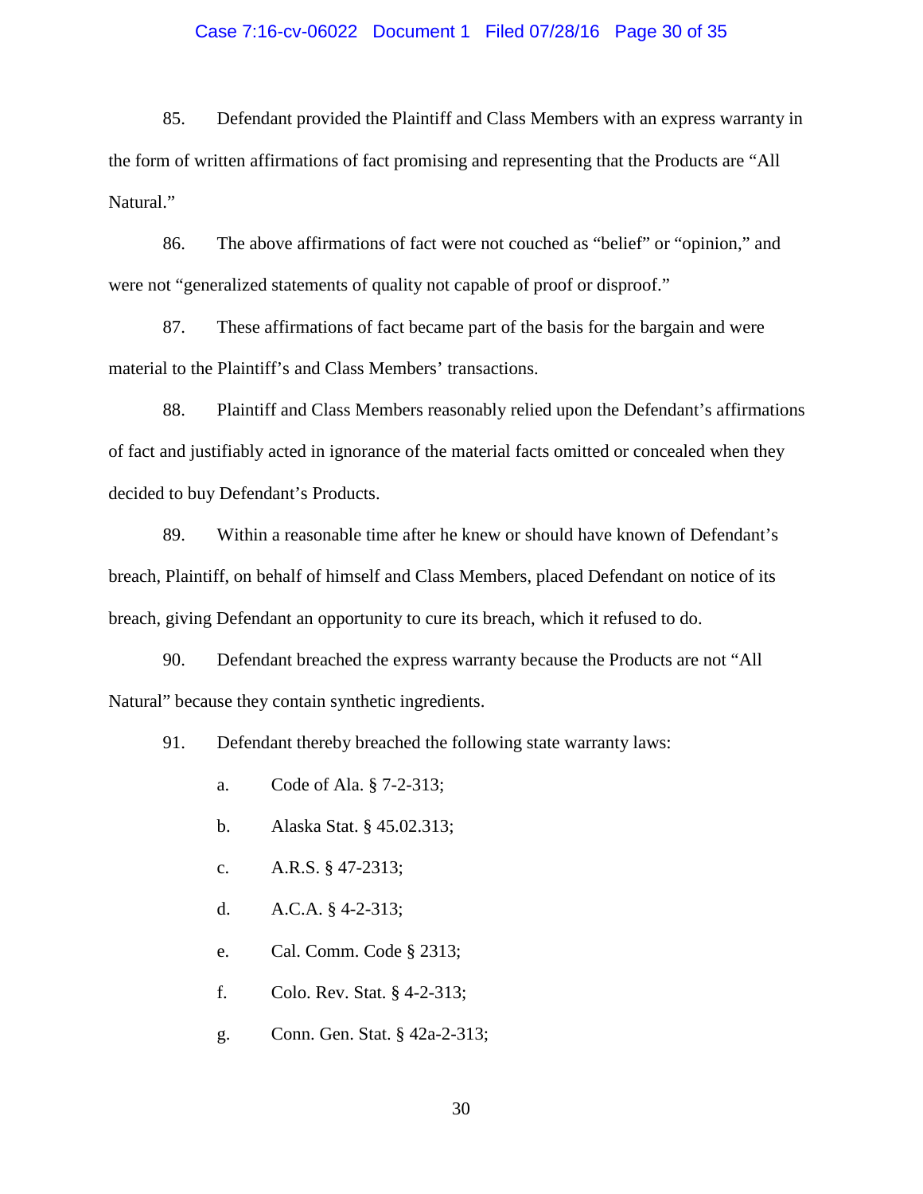85. Defendant provided the Plaintiff and Class Members with an express warranty in the form of written affirmations of fact promising and representing that the Products are "All Natural."

86. The above affirmations of fact were not couched as "belief" or "opinion," and were not "generalized statements of quality not capable of proof or disproof."

87. These affirmations of fact became part of the basis for the bargain and were material to the Plaintiff's and Class Members' transactions.

88. Plaintiff and Class Members reasonably relied upon the Defendant's affirmations of fact and justifiably acted in ignorance of the material facts omitted or concealed when they decided to buy Defendant's Products.

89. Within a reasonable time after he knew or should have known of Defendant's breach, Plaintiff, on behalf of himself and Class Members, placed Defendant on notice of its breach, giving Defendant an opportunity to cure its breach, which it refused to do.

90. Defendant breached the express warranty because the Products are not "All Natural" because they contain synthetic ingredients.

91. Defendant thereby breached the following state warranty laws:

a. Code of Ala. § 7-2-313;

b. Alaska Stat. § 45.02.313;

c. A.R.S. § 47-2313;

d. A.C.A. § 4-2-313;

e. Cal. Comm. Code § 2313;

f. Colo. Rev. Stat. § 4-2-313;

g. Conn. Gen. Stat. § 42a-2-313;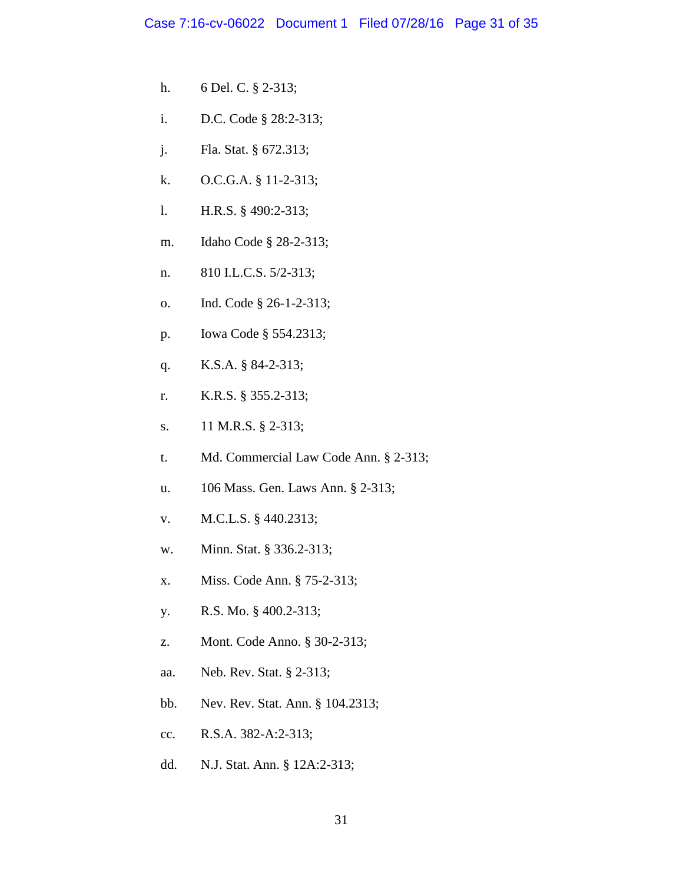h. 6 Del. C. § 2-313;

i. D.C. Code § 28:2-313;

j. Fla. Stat. § 672.313;

k. O.C.G.A. § 11-2-313;

l. H.R.S. § 490:2-313;

m. Idaho Code § 28-2-313;

n. 810 I.L.C.S. 5/2-313;

o. Ind. Code § 26-1-2-313;

p. Iowa Code § 554.2313;

q. K.S.A. § 84-2-313;

r. K.R.S. § 355.2-313;

s. 11 M.R.S. § 2-313;

t. Md. Commercial Law Code Ann. § 2-313;

u. 106 Mass. Gen. Laws Ann. § 2-313;

v. M.C.L.S. § 440.2313;

w. Minn. Stat. § 336.2-313;

x. Miss. Code Ann. § 75-2-313;

y. R.S. Mo. § 400.2-313;

z. Mont. Code Anno. § 30-2-313;

aa. Neb. Rev. Stat. § 2-313;

bb. Nev. Rev. Stat. Ann. § 104.2313;

cc. R.S.A. 382-A:2-313;

dd. N.J. Stat. Ann. § 12A:2-313;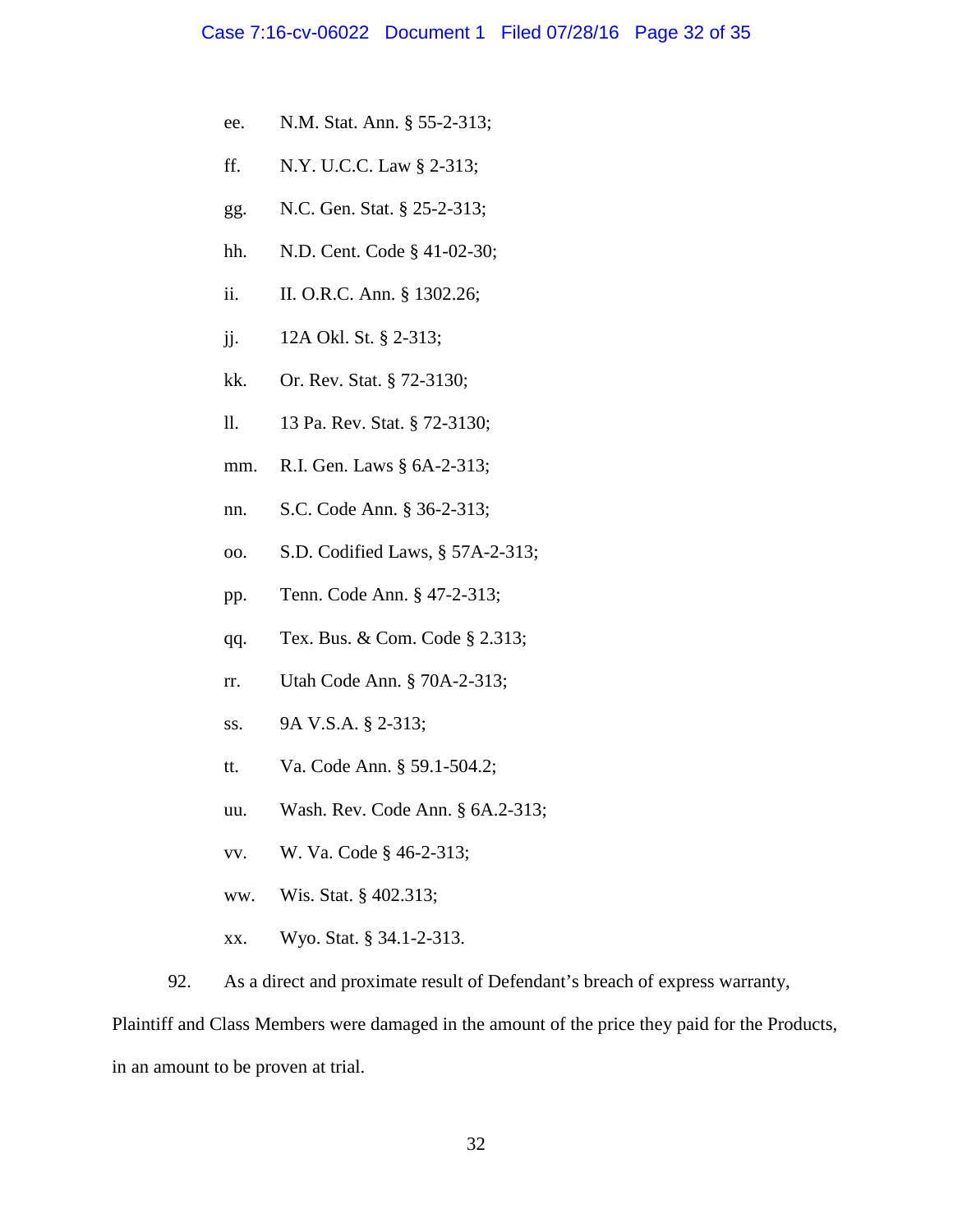ee. N.M. Stat. Ann. § 55-2-313;

ff. N.Y. U.C.C. Law § 2-313;

gg. N.C. Gen. Stat. § 25-2-313;

hh. N.D. Cent. Code § 41-02-30;

ii. II. O.R.C. Ann. § 1302.26;

jj. 12A Okl. St. § 2-313;

kk. Or. Rev. Stat. § 72-3130;

ll. 13 Pa. Rev. Stat. § 72-3130;

mm. R.I. Gen. Laws § 6A-2-313;

nn. S.C. Code Ann. § 36-2-313;

oo. S.D. Codified Laws, § 57A-2-313;

pp. Tenn. Code Ann. § 47-2-313;

qq. Tex. Bus. & Com. Code § 2.313;

rr. Utah Code Ann. § 70A-2-313;

ss. 9A V.S.A. § 2-313;

tt. Va. Code Ann. § 59.1-504.2;

uu. Wash. Rev. Code Ann. § 6A.2-313;

vv. W. Va. Code § 46-2-313;

ww. Wis. Stat. § 402.313;

xx. Wyo. Stat. § 34.1-2-313.

92. As a direct and proximate result of Defendant's breach of express warranty, Plaintiff and Class Members were damaged in the amount of the price they paid for the Products, in an amount to be proven at trial.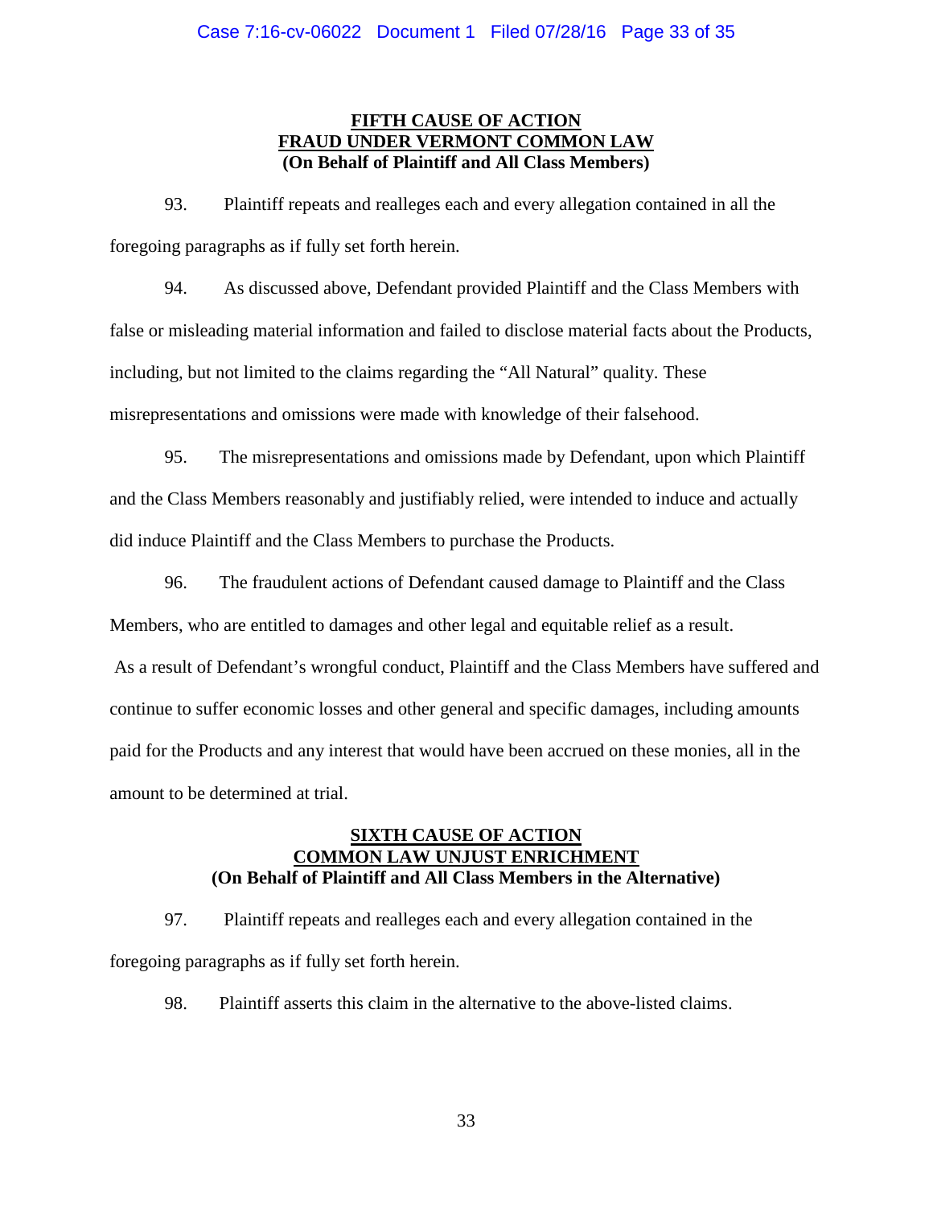**FIFTH CAUSE OF ACTION**
**FRAUD UNDER VERMONT COMMON LAW**
**(On Behalf of Plaintiff and All Class Members)**

93. Plaintiff repeats and realleges each and every allegation contained in all the foregoing paragraphs as if fully set forth herein.

94. As discussed above, Defendant provided Plaintiff and the Class Members with false or misleading material information and failed to disclose material facts about the Products, including, but not limited to the claims regarding the "All Natural" quality. These misrepresentations and omissions were made with knowledge of their falsehood.

95. The misrepresentations and omissions made by Defendant, upon which Plaintiff and the Class Members reasonably and justifiably relied, were intended to induce and actually did induce Plaintiff and the Class Members to purchase the Products.

96. The fraudulent actions of Defendant caused damage to Plaintiff and the Class Members, who are entitled to damages and other legal and equitable relief as a result.

As a result of Defendant's wrongful conduct, Plaintiff and the Class Members have suffered and continue to suffer economic losses and other general and specific damages, including amounts paid for the Products and any interest that would have been accrued on these monies, all in the amount to be determined at trial.

**SIXTH CAUSE OF ACTION**
**COMMON LAW UNJUST ENRICHMENT**
**(On Behalf of Plaintiff and All Class Members in the Alternative)**

97. Plaintiff repeats and realleges each and every allegation contained in the foregoing paragraphs as if fully set forth herein.

98. Plaintiff asserts this claim in the alternative to the above-listed claims.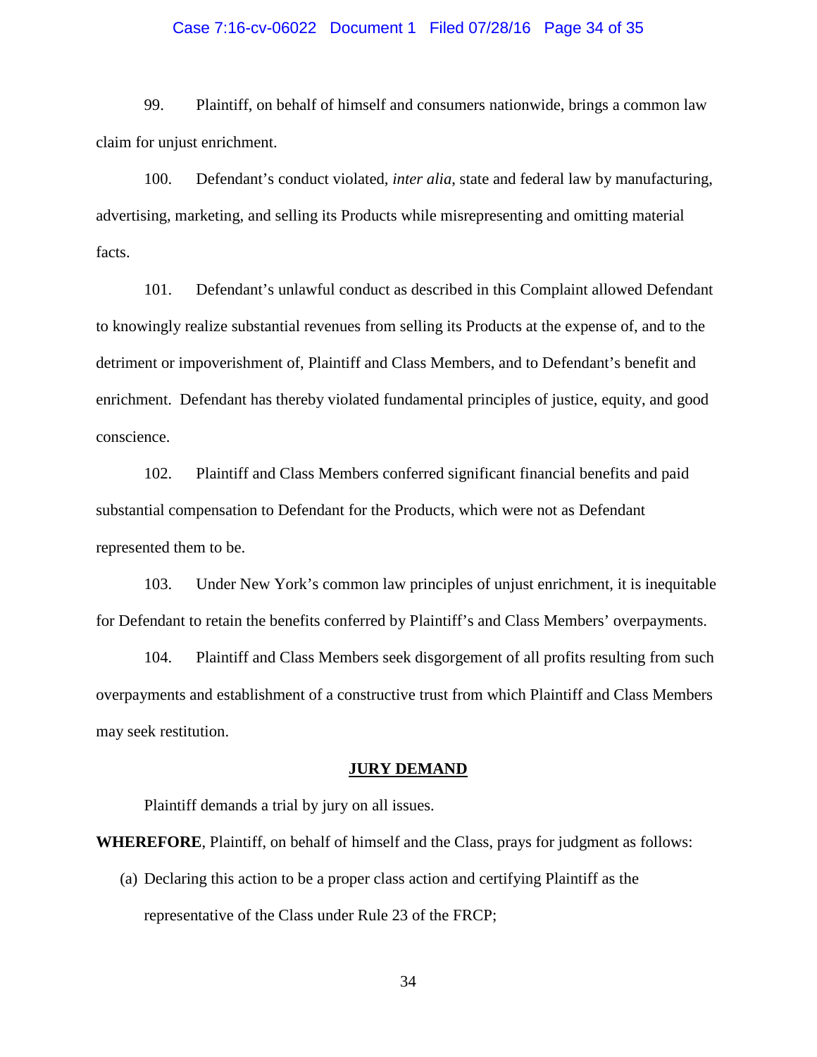99. Plaintiff, on behalf of himself and consumers nationwide, brings a common law claim for unjust enrichment.

100. Defendant's conduct violated, *inter alia*, state and federal law by manufacturing, advertising, marketing, and selling its Products while misrepresenting and omitting material facts.

101. Defendant's unlawful conduct as described in this Complaint allowed Defendant to knowingly realize substantial revenues from selling its Products at the expense of, and to the detriment or impoverishment of, Plaintiff and Class Members, and to Defendant's benefit and enrichment. Defendant has thereby violated fundamental principles of justice, equity, and good conscience.

102. Plaintiff and Class Members conferred significant financial benefits and paid substantial compensation to Defendant for the Products, which were not as Defendant represented them to be.

103. Under New York's common law principles of unjust enrichment, it is inequitable for Defendant to retain the benefits conferred by Plaintiff's and Class Members' overpayments.

104. Plaintiff and Class Members seek disgorgement of all profits resulting from such overpayments and establishment of a constructive trust from which Plaintiff and Class Members may seek restitution.

## JURY DEMAND

Plaintiff demands a trial by jury on all issues.

**WHEREFORE**, Plaintiff, on behalf of himself and the Class, prays for judgment as follows:

(a) Declaring this action to be a proper class action and certifying Plaintiff as the representative of the Class under Rule 23 of the FRCP;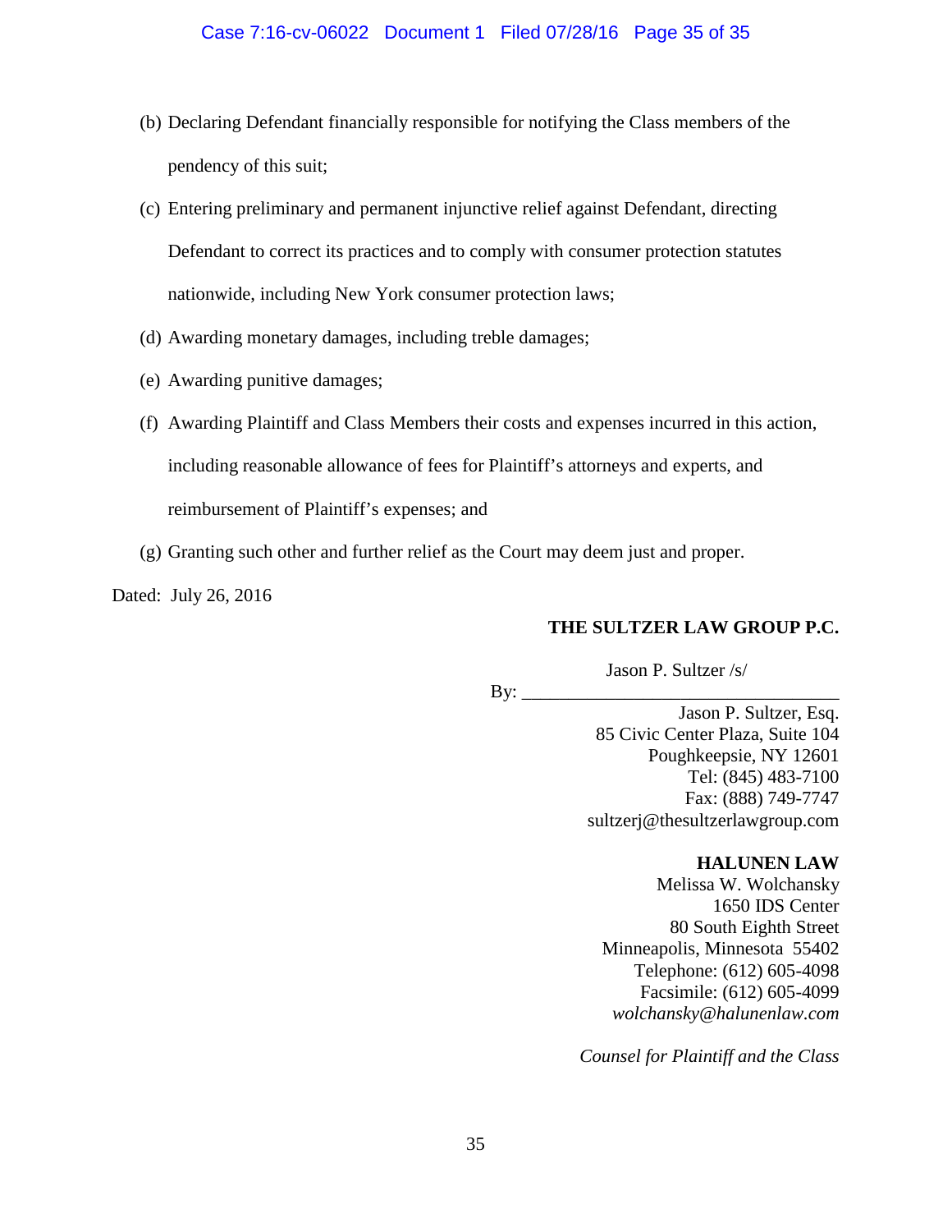(b) Declaring Defendant financially responsible for notifying the Class members of the pendency of this suit;

(c) Entering preliminary and permanent injunctive relief against Defendant, directing Defendant to correct its practices and to comply with consumer protection statutes nationwide, including New York consumer protection laws;

(d) Awarding monetary damages, including treble damages;

(e) Awarding punitive damages;

(f) Awarding Plaintiff and Class Members their costs and expenses incurred in this action, including reasonable allowance of fees for Plaintiff's attorneys and experts, and reimbursement of Plaintiff's expenses; and

(g) Granting such other and further relief as the Court may deem just and proper.

Dated: July 26, 2016

**THE SULTZER LAW GROUP P.C.**

By: Jason P. Sultzer /s/
Jason P. Sultzer, Esq.
85 Civic Center Plaza, Suite 104
Poughkeepsie, NY 12601
Tel: (845) 483-7100
Fax: (888) 749-7747
sultzerj@thesultzerlawgroup.com

**HALUNEN LAW**
Melissa W. Wolchansky
1650 IDS Center
80 South Eighth Street
Minneapolis, Minnesota 55402
Telephone: (612) 605-4098
Facsimile: (612) 605-4099
*wolchansky@halunenlaw.com*

*Counsel for Plaintiff and the Class*